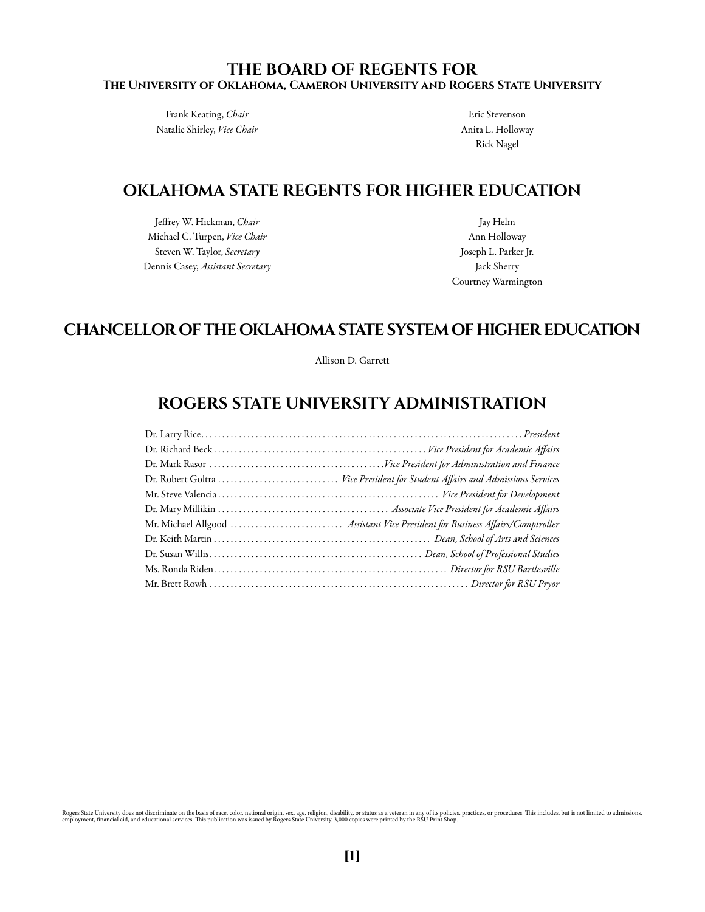# THE BOARD OF REGENTS FOR

## The University of Oklahoma, Cameron University and Rogers State University

Frank Keating, *Chair*
Natalie Shirley, *Vice Chair*
Eric Stevenson
Anita L. Holloway
Rick Nagel

# OKLAHOMA STATE REGENTS FOR HIGHER EDUCATION

Jeffrey W. Hickman, *Chair*
Michael C. Turpen, *Vice Chair*
Steven W. Taylor, *Secretary*
Dennis Casey, *Assistant Secretary*
Jay Helm
Ann Holloway
Joseph L. Parker Jr.
Jack Sherry
Courtney Warmington

# CHANCELLOR OF THE OKLAHOMA STATE SYSTEM OF HIGHER EDUCATION

Allison D. Garrett

# ROGERS STATE UNIVERSITY ADMINISTRATION

Dr. Larry Rice ........ *President*
Dr. Richard Beck ........ *Vice President for Academic Affairs*
Dr. Mark Rasor ........ *Vice President for Administration and Finance*
Dr. Robert Goltra ........ *Vice President for Student Affairs and Admissions Services*
Mr. Steve Valencia ........ *Vice President for Development*
Dr. Mary Millikin ........ *Associate Vice President for Academic Affairs*
Mr. Michael Allgood ........ *Assistant Vice President for Business Affairs/Comptroller*
Dr. Keith Martin ........ *Dean, School of Arts and Sciences*
Dr. Susan Willis ........ *Dean, School of Professional Studies*
Ms. Ronda Riden ........ *Director for RSU Bartlesville*
Mr. Brett Rowh ........ *Director for RSU Pryor*

Rogers State University does not discriminate on the basis of race, color, national origin, sex, age, religion, disability, or status as a veteran in any of its policies, practices, or procedures. This includes, but is not limited to admissions, employment, financial aid, and educational services. This publication was issued by Rogers State University. 3,000 copies were printed by the RSU Print Shop.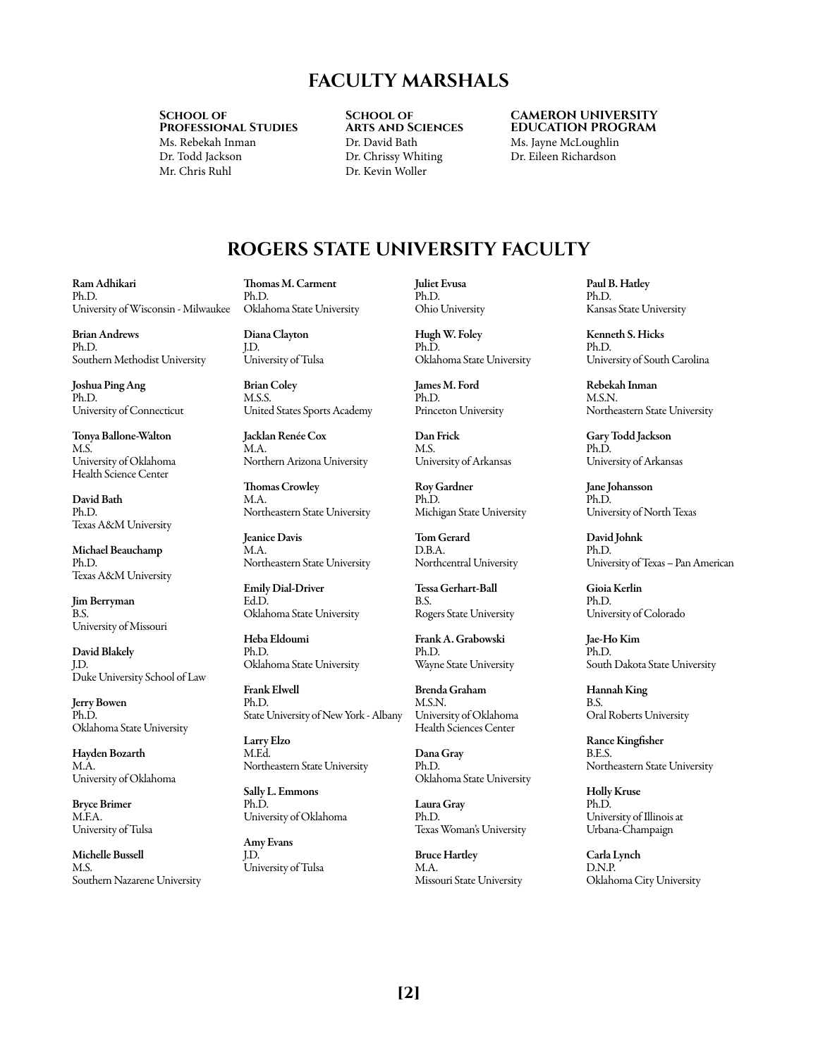# FACULTY MARSHALS

**School of Professional Studies**
Ms. Rebekah Inman
Dr. Todd Jackson
Mr. Chris Ruhl

**School of Arts and Sciences**
Dr. David Bath
Dr. Chrissy Whiting
Dr. Kevin Woller

**CAMERON UNIVERSITY EDUCATION PROGRAM**
Ms. Jayne McLoughlin
Dr. Eileen Richardson

# ROGERS STATE UNIVERSITY FACULTY

**Ram Adhikari**
Ph.D.
University of Wisconsin - Milwaukee

**Brian Andrews**
Ph.D.
Southern Methodist University

**Joshua Ping Ang**
Ph.D.
University of Connecticut

**Tonya Ballone-Walton**
M.S.
University of Oklahoma Health Science Center

**David Bath**
Ph.D.
Texas A&M University

**Michael Beauchamp**
Ph.D.
Texas A&M University

**Jim Berryman**
B.S.
University of Missouri

**David Blakely**
J.D.
Duke University School of Law

**Jerry Bowen**
Ph.D.
Oklahoma State University

**Hayden Bozarth**
M.A.
University of Oklahoma

**Bryce Brimer**
M.F.A.
University of Tulsa

**Michelle Bussell**
M.S.
Southern Nazarene University

**Thomas M. Carment**
Ph.D.
Oklahoma State University

**Diana Clayton**
J.D.
University of Tulsa

**Brian Coley**
M.S.S.
United States Sports Academy

**Jacklan Renée Cox**
M.A.
Northern Arizona University

**Thomas Crowley**
M.A.
Northeastern State University

**Jeanice Davis**
M.A.
Northeastern State University

**Emily Dial-Driver**
Ed.D.
Oklahoma State University

**Heba Eldoumi**
Ph.D.
Oklahoma State University

**Frank Elwell**
Ph.D.
State University of New York - Albany

**Larry Elzo**
M.Ed.
Northeastern State University

**Sally L. Emmons**
Ph.D.
University of Oklahoma

**Amy Evans**
J.D.
University of Tulsa

**Juliet Evusa**
Ph.D.
Ohio University

**Hugh W. Foley**
Ph.D.
Oklahoma State University

**James M. Ford**
Ph.D.
Princeton University

**Dan Frick**
M.S.
University of Arkansas

**Roy Gardner**
Ph.D.
Michigan State University

**Tom Gerard**
D.B.A.
Northcentral University

**Tessa Gerhart-Ball**
B.S.
Rogers State University

**Frank A. Grabowski**
Ph.D.
Wayne State University

**Brenda Graham**
M.S.N.
University of Oklahoma Health Sciences Center

**Dana Gray**
Ph.D.
Oklahoma State University

**Laura Gray**
Ph.D.
Texas Woman's University

**Bruce Hartley**
M.A.
Missouri State University

**Paul B. Hatley**
Ph.D.
Kansas State University

**Kenneth S. Hicks**
Ph.D.
University of South Carolina

**Rebekah Inman**
M.S.N.
Northeastern State University

**Gary Todd Jackson**
Ph.D.
University of Arkansas

**Jane Johansson**
Ph.D.
University of North Texas

**David Johnk**
Ph.D.
University of Texas – Pan American

**Gioia Kerlin**
Ph.D.
University of Colorado

**Jae-Ho Kim**
Ph.D.
South Dakota State University

**Hannah King**
B.S.
Oral Roberts University

**Rance Kingfisher**
B.E.S.
Northeastern State University

**Holly Kruse**
Ph.D.
University of Illinois at Urbana-Champaign

**Carla Lynch**
D.N.P.
Oklahoma City University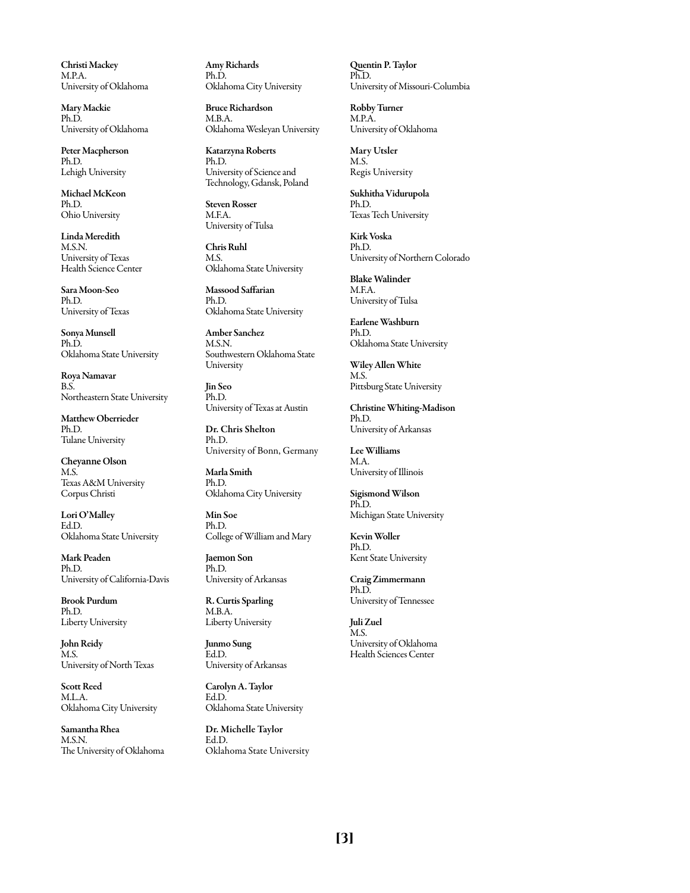**Christi Mackey**
M.P.A.
University of Oklahoma

**Mary Mackie**
Ph.D.
University of Oklahoma

**Peter Macpherson**
Ph.D.
Lehigh University

**Michael McKeon**
Ph.D.
Ohio University

**Linda Meredith**
M.S.N.
University of Texas
Health Science Center

**Sara Moon-Seo**
Ph.D.
University of Texas

**Sonya Munsell**
Ph.D.
Oklahoma State University

**Roya Namavar**
B.S.
Northeastern State University

**Matthew Oberrieder**
Ph.D.
Tulane University

**Cheyanne Olson**
M.S.
Texas A&M University
Corpus Christi

**Lori O'Malley**
Ed.D.
Oklahoma State University

**Mark Peaden**
Ph.D.
University of California-Davis

**Brook Purdum**
Ph.D.
Liberty University

**John Reidy**
M.S.
University of North Texas

**Scott Reed**
M.L.A.
Oklahoma City University

**Samantha Rhea**
M.S.N.
The University of Oklahoma

**Amy Richards**
Ph.D.
Oklahoma City University

**Bruce Richardson**
M.B.A.
Oklahoma Wesleyan University

**Katarzyna Roberts**
Ph.D.
University of Science and
Technology, Gdansk, Poland

**Steven Rosser**
M.F.A.
University of Tulsa

**Chris Ruhl**
M.S.
Oklahoma State University

**Massood Saffarian**
Ph.D.
Oklahoma State University

**Amber Sanchez**
M.S.N.
Southwestern Oklahoma State
University

**Jin Seo**
Ph.D.
University of Texas at Austin

**Dr. Chris Shelton**
Ph.D.
University of Bonn, Germany

**Marla Smith**
Ph.D.
Oklahoma City University

**Min Soe**
Ph.D.
College of William and Mary

**Jaemon Son**
Ph.D.
University of Arkansas

**R. Curtis Sparling**
M.B.A.
Liberty University

**Junmo Sung**
Ed.D.
University of Arkansas

**Carolyn A. Taylor**
Ed.D.
Oklahoma State University

**Dr. Michelle Taylor**
Ed.D.
Oklahoma State University

**Quentin P. Taylor**
Ph.D.
University of Missouri-Columbia

**Robby Turner**
M.P.A.
University of Oklahoma

**Mary Utsler**
M.S.
Regis University

**Sukhitha Vidurupola**
Ph.D.
Texas Tech University

**Kirk Voska**
Ph.D.
University of Northern Colorado

**Blake Walinder**
M.F.A.
University of Tulsa

**Earlene Washburn**
Ph.D.
Oklahoma State University

**Wiley Allen White**
M.S.
Pittsburg State University

**Christine Whiting-Madison**
Ph.D.
University of Arkansas

**Lee Williams**
M.A.
University of Illinois

**Sigismond Wilson**
Ph.D.
Michigan State University

**Kevin Woller**
Ph.D.
Kent State University

**Craig Zimmermann**
Ph.D.
University of Tennessee

**Juli Zuel**
M.S.
University of Oklahoma
Health Sciences Center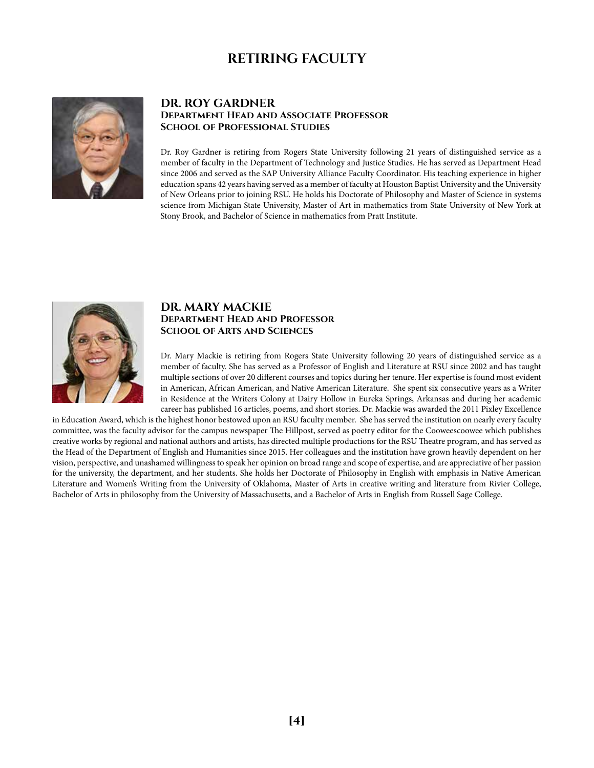# RETIRING FACULTY

## DR. ROY GARDNER
**Department Head and Associate Professor**
**School of Professional Studies**

Dr. Roy Gardner is retiring from Rogers State University following 21 years of distinguished service as a member of faculty in the Department of Technology and Justice Studies. He has served as Department Head since 2006 and served as the SAP University Alliance Faculty Coordinator. His teaching experience in higher education spans 42 years having served as a member of faculty at Houston Baptist University and the University of New Orleans prior to joining RSU. He holds his Doctorate of Philosophy and Master of Science in systems science from Michigan State University, Master of Art in mathematics from State University of New York at Stony Brook, and Bachelor of Science in mathematics from Pratt Institute.

## DR. MARY MACKIE
**Department Head and Professor**
**School of Arts and Sciences**

Dr. Mary Mackie is retiring from Rogers State University following 20 years of distinguished service as a member of faculty. She has served as a Professor of English and Literature at RSU since 2002 and has taught multiple sections of over 20 different courses and topics during her tenure. Her expertise is found most evident in American, African American, and Native American Literature. She spent six consecutive years as a Writer in Residence at the Writers Colony at Dairy Hollow in Eureka Springs, Arkansas and during her academic career has published 16 articles, poems, and short stories. Dr. Mackie was awarded the 2011 Pixley Excellence in Education Award, which is the highest honor bestowed upon an RSU faculty member. She has served the institution on nearly every faculty committee, was the faculty advisor for the campus newspaper The Hillpost, served as poetry editor for the Cooweescoowee which publishes creative works by regional and national authors and artists, has directed multiple productions for the RSU Theatre program, and has served as the Head of the Department of English and Humanities since 2015. Her colleagues and the institution have grown heavily dependent on her vision, perspective, and unashamed willingness to speak her opinion on broad range and scope of expertise, and are appreciative of her passion for the university, the department, and her students. She holds her Doctorate of Philosophy in English with emphasis in Native American Literature and Women's Writing from the University of Oklahoma, Master of Arts in creative writing and literature from Rivier College, Bachelor of Arts in philosophy from the University of Massachusetts, and a Bachelor of Arts in English from Russell Sage College.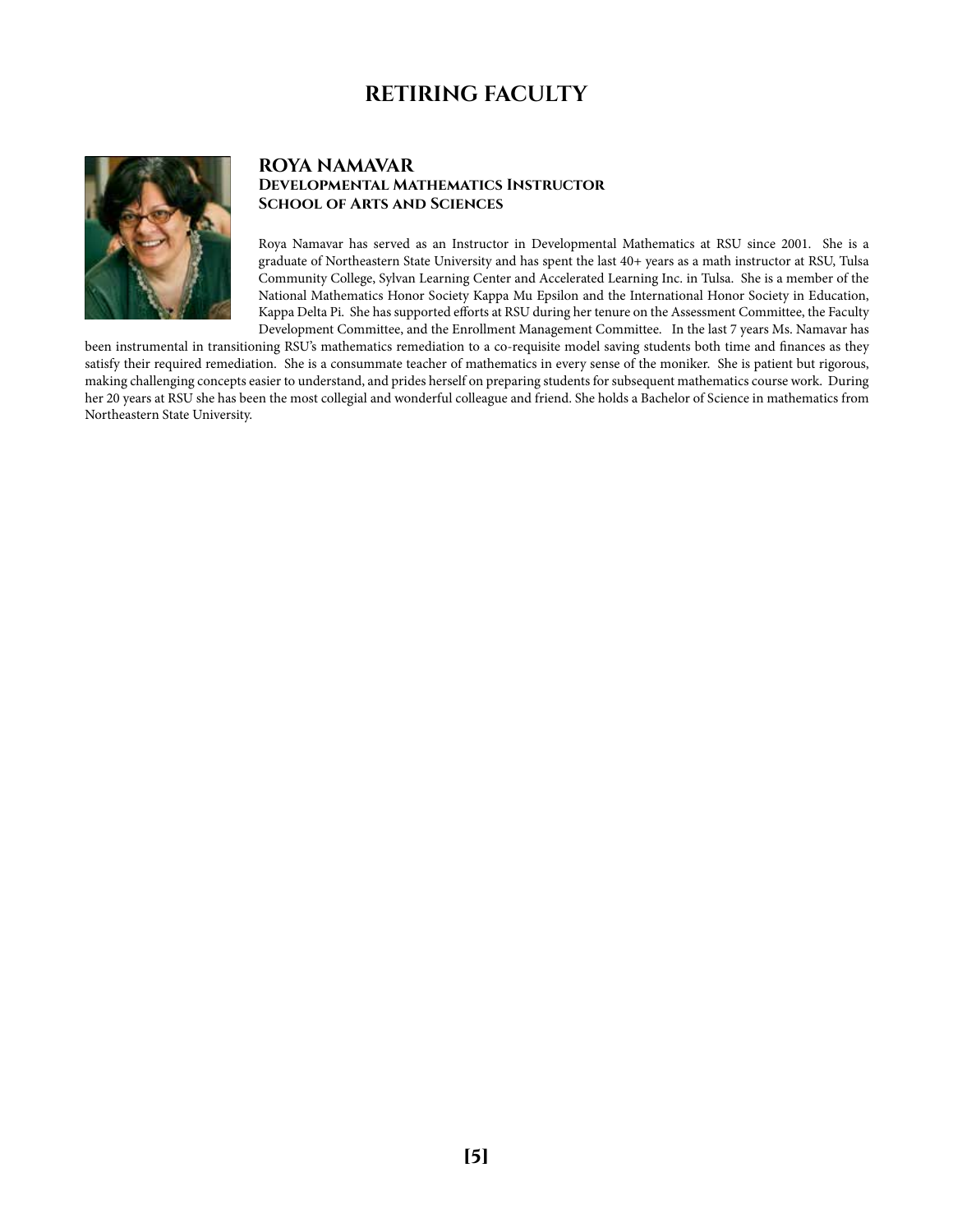# RETIRING FACULTY

## ROYA NAMAVAR

### Developmental Mathematics Instructor
### School of Arts and Sciences

Roya Namavar has served as an Instructor in Developmental Mathematics at RSU since 2001. She is a graduate of Northeastern State University and has spent the last 40+ years as a math instructor at RSU, Tulsa Community College, Sylvan Learning Center and Accelerated Learning Inc. in Tulsa. She is a member of the National Mathematics Honor Society Kappa Mu Epsilon and the International Honor Society in Education, Kappa Delta Pi. She has supported efforts at RSU during her tenure on the Assessment Committee, the Faculty Development Committee, and the Enrollment Management Committee. In the last 7 years Ms. Namavar has been instrumental in transitioning RSU's mathematics remediation to a co-requisite model saving students both time and finances as they satisfy their required remediation. She is a consummate teacher of mathematics in every sense of the moniker. She is patient but rigorous, making challenging concepts easier to understand, and prides herself on preparing students for subsequent mathematics course work. During her 20 years at RSU she has been the most collegial and wonderful colleague and friend. She holds a Bachelor of Science in mathematics from Northeastern State University.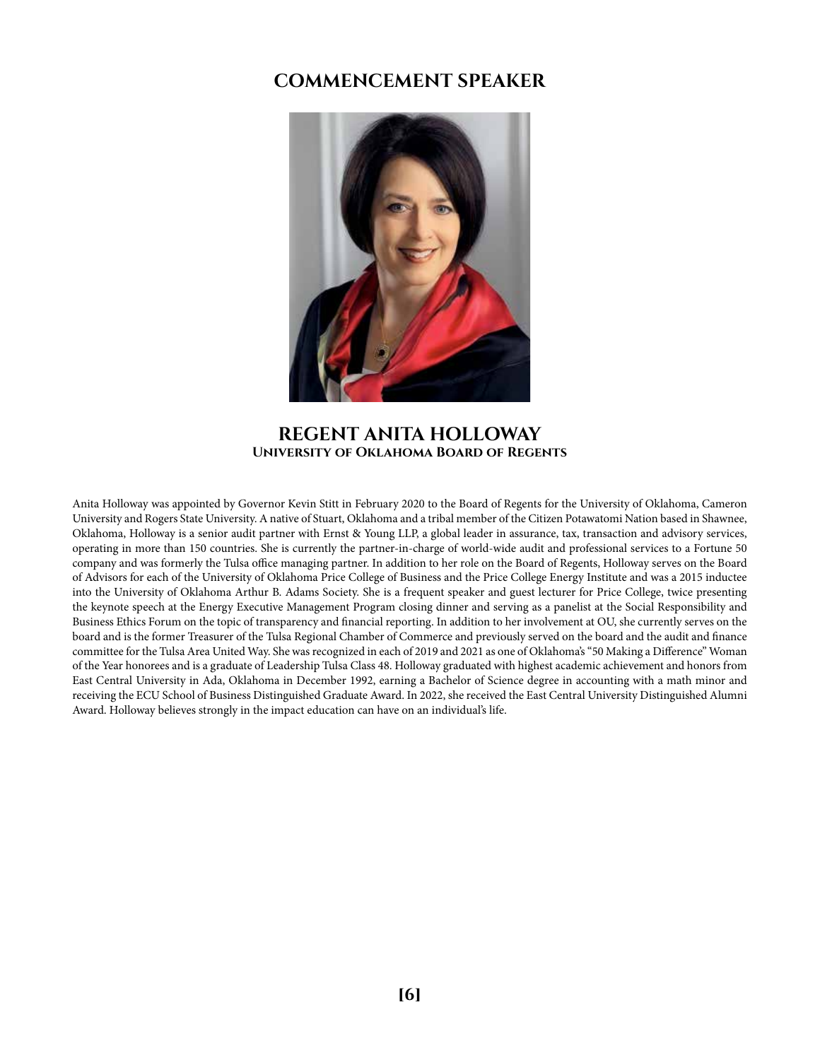# COMMENCEMENT SPEAKER

## REGENT ANITA HOLLOWAY

### University of Oklahoma Board of Regents

Anita Holloway was appointed by Governor Kevin Stitt in February 2020 to the Board of Regents for the University of Oklahoma, Cameron University and Rogers State University. A native of Stuart, Oklahoma and a tribal member of the Citizen Potawatomi Nation based in Shawnee, Oklahoma, Holloway is a senior audit partner with Ernst & Young LLP, a global leader in assurance, tax, transaction and advisory services, operating in more than 150 countries. She is currently the partner-in-charge of world-wide audit and professional services to a Fortune 50 company and was formerly the Tulsa office managing partner. In addition to her role on the Board of Regents, Holloway serves on the Board of Advisors for each of the University of Oklahoma Price College of Business and the Price College Energy Institute and was a 2015 inductee into the University of Oklahoma Arthur B. Adams Society. She is a frequent speaker and guest lecturer for Price College, twice presenting the keynote speech at the Energy Executive Management Program closing dinner and serving as a panelist at the Social Responsibility and Business Ethics Forum on the topic of transparency and financial reporting. In addition to her involvement at OU, she currently serves on the board and is the former Treasurer of the Tulsa Regional Chamber of Commerce and previously served on the board and the audit and finance committee for the Tulsa Area United Way. She was recognized in each of 2019 and 2021 as one of Oklahoma's "50 Making a Difference" Woman of the Year honorees and is a graduate of Leadership Tulsa Class 48. Holloway graduated with highest academic achievement and honors from East Central University in Ada, Oklahoma in December 1992, earning a Bachelor of Science degree in accounting with a math minor and receiving the ECU School of Business Distinguished Graduate Award. In 2022, she received the East Central University Distinguished Alumni Award. Holloway believes strongly in the impact education can have on an individual's life.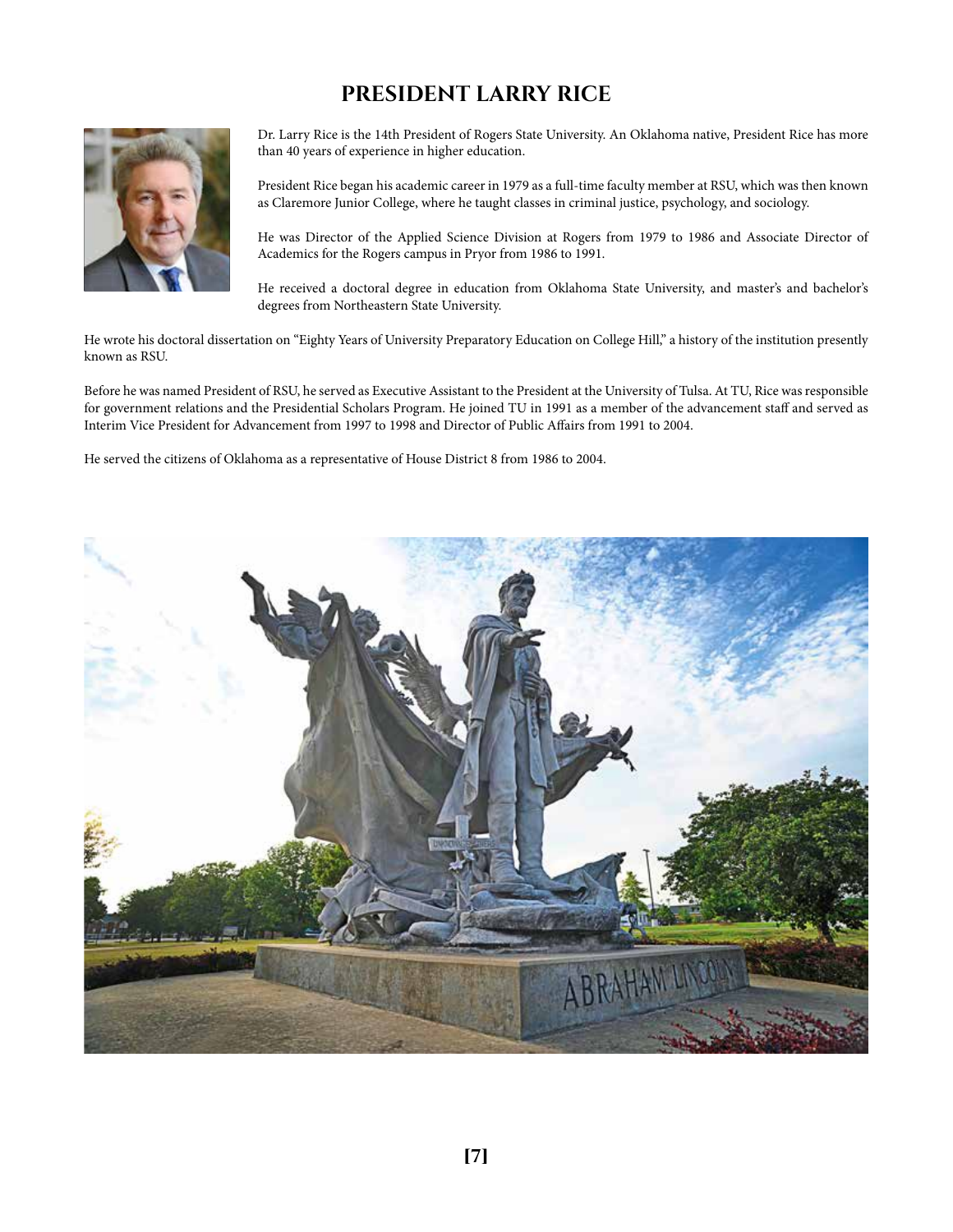# PRESIDENT LARRY RICE

Dr. Larry Rice is the 14th President of Rogers State University. An Oklahoma native, President Rice has more than 40 years of experience in higher education.

President Rice began his academic career in 1979 as a full-time faculty member at RSU, which was then known as Claremore Junior College, where he taught classes in criminal justice, psychology, and sociology.

He was Director of the Applied Science Division at Rogers from 1979 to 1986 and Associate Director of Academics for the Rogers campus in Pryor from 1986 to 1991.

He received a doctoral degree in education from Oklahoma State University, and master's and bachelor's degrees from Northeastern State University.

He wrote his doctoral dissertation on "Eighty Years of University Preparatory Education on College Hill," a history of the institution presently known as RSU.

Before he was named President of RSU, he served as Executive Assistant to the President at the University of Tulsa. At TU, Rice was responsible for government relations and the Presidential Scholars Program. He joined TU in 1991 as a member of the advancement staff and served as Interim Vice President for Advancement from 1997 to 1998 and Director of Public Affairs from 1991 to 2004.

He served the citizens of Oklahoma as a representative of House District 8 from 1986 to 2004.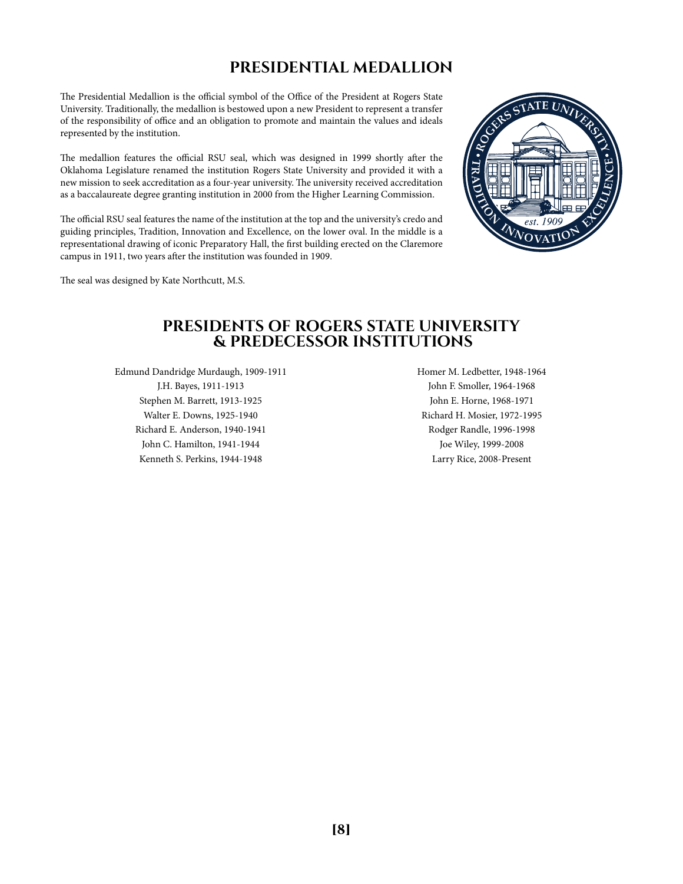# PRESIDENTIAL MEDALLION

The Presidential Medallion is the official symbol of the Office of the President at Rogers State University. Traditionally, the medallion is bestowed upon a new President to represent a transfer of the responsibility of office and an obligation to promote and maintain the values and ideals represented by the institution.

The medallion features the official RSU seal, which was designed in 1999 shortly after the Oklahoma Legislature renamed the institution Rogers State University and provided it with a new mission to seek accreditation as a four-year university. The university received accreditation as a baccalaureate degree granting institution in 2000 from the Higher Learning Commission.

The official RSU seal features the name of the institution at the top and the university's credo and guiding principles, Tradition, Innovation and Excellence, on the lower oval. In the middle is a representational drawing of iconic Preparatory Hall, the first building erected on the Claremore campus in 1911, two years after the institution was founded in 1909.

The seal was designed by Kate Northcutt, M.S.

# PRESIDENTS OF ROGERS STATE UNIVERSITY & PREDECESSOR INSTITUTIONS

Edmund Dandridge Murdaugh, 1909-1911
J.H. Bayes, 1911-1913
Stephen M. Barrett, 1913-1925
Walter E. Downs, 1925-1940
Richard E. Anderson, 1940-1941
John C. Hamilton, 1941-1944
Kenneth S. Perkins, 1944-1948
Homer M. Ledbetter, 1948-1964
John F. Smoller, 1964-1968
John E. Horne, 1968-1971
Richard H. Mosier, 1972-1995
Rodger Randle, 1996-1998
Joe Wiley, 1999-2008
Larry Rice, 2008-Present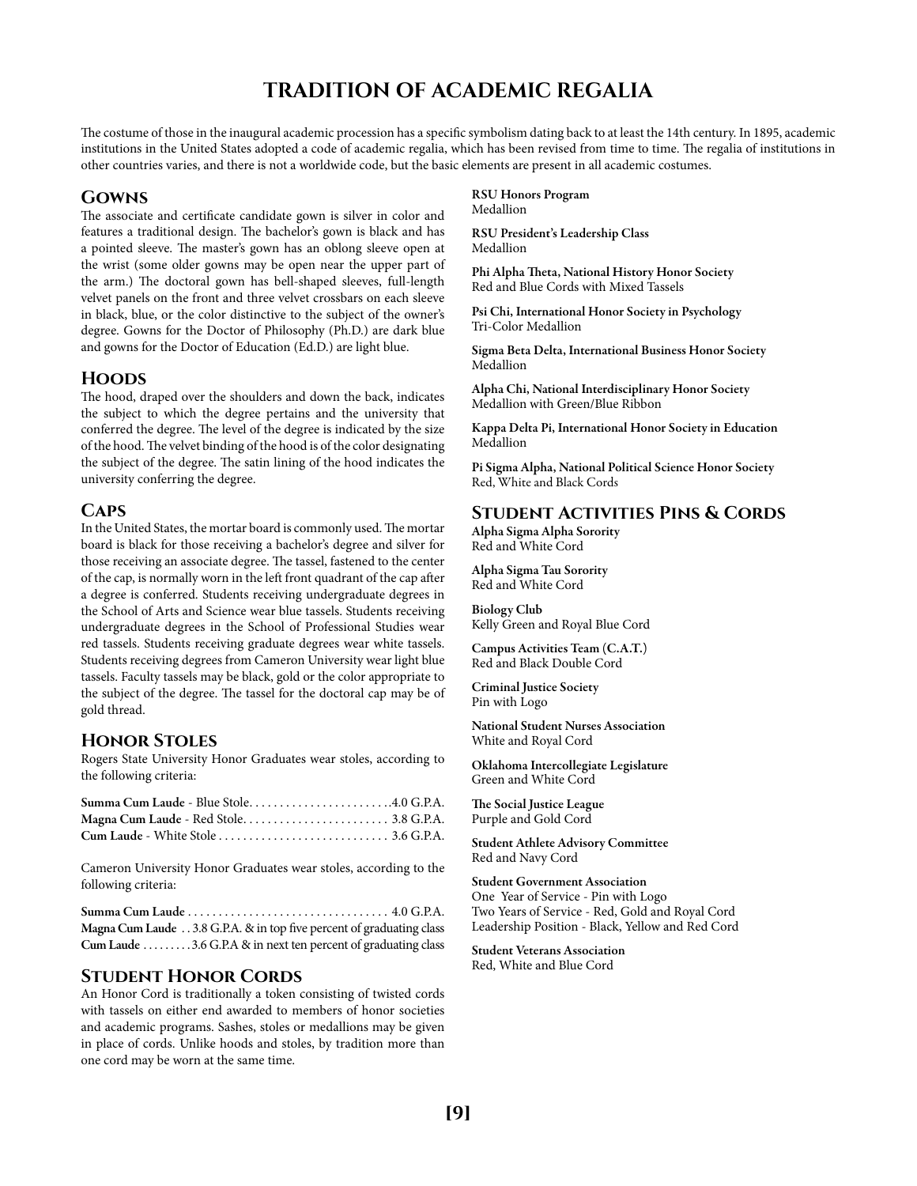# TRADITION OF ACADEMIC REGALIA

The costume of those in the inaugural academic procession has a specific symbolism dating back to at least the 14th century. In 1895, academic institutions in the United States adopted a code of academic regalia, which has been revised from time to time. The regalia of institutions in other countries varies, and there is not a worldwide code, but the basic elements are present in all academic costumes.

## Gowns

The associate and certificate candidate gown is silver in color and features a traditional design. The bachelor's gown is black and has a pointed sleeve. The master's gown has an oblong sleeve open at the wrist (some older gowns may be open near the upper part of the arm.) The doctoral gown has bell-shaped sleeves, full-length velvet panels on the front and three velvet crossbars on each sleeve in black, blue, or the color distinctive to the subject of the owner's degree. Gowns for the Doctor of Philosophy (Ph.D.) are dark blue and gowns for the Doctor of Education (Ed.D.) are light blue.

## Hoods

The hood, draped over the shoulders and down the back, indicates the subject to which the degree pertains and the university that conferred the degree. The level of the degree is indicated by the size of the hood. The velvet binding of the hood is of the color designating the subject of the degree. The satin lining of the hood indicates the university conferring the degree.

## Caps

In the United States, the mortar board is commonly used. The mortar board is black for those receiving a bachelor's degree and silver for those receiving an associate degree. The tassel, fastened to the center of the cap, is normally worn in the left front quadrant of the cap after a degree is conferred. Students receiving undergraduate degrees in the School of Arts and Science wear blue tassels. Students receiving undergraduate degrees in the School of Professional Studies wear red tassels. Students receiving graduate degrees wear white tassels. Students receiving degrees from Cameron University wear light blue tassels. Faculty tassels may be black, gold or the color appropriate to the subject of the degree. The tassel for the doctoral cap may be of gold thread.

## Honor Stoles

Rogers State University Honor Graduates wear stoles, according to the following criteria:

**Summa Cum Laude** - Blue Stole....................... 4.0 G.P.A.
**Magna Cum Laude** - Red Stole....................... 3.8 G.P.A.
**Cum Laude** - White Stole ........................... 3.6 G.P.A.

Cameron University Honor Graduates wear stoles, according to the following criteria:

**Summa Cum Laude** ................................. 4.0 G.P.A.
**Magna Cum Laude** . . 3.8 G.P.A. & in top five percent of graduating class
**Cum Laude** . . . . . . . . . 3.6 G.P.A & in next ten percent of graduating class

## Student Honor Cords

An Honor Cord is traditionally a token consisting of twisted cords with tassels on either end awarded to members of honor societies and academic programs. Sashes, stoles or medallions may be given in place of cords. Unlike hoods and stoles, by tradition more than one cord may be worn at the same time.

**RSU Honors Program**
Medallion

**RSU President's Leadership Class**
Medallion

**Phi Alpha Theta, National History Honor Society**
Red and Blue Cords with Mixed Tassels

**Psi Chi, International Honor Society in Psychology**
Tri-Color Medallion

**Sigma Beta Delta, International Business Honor Society**
Medallion

**Alpha Chi, National Interdisciplinary Honor Society**
Medallion with Green/Blue Ribbon

**Kappa Delta Pi, International Honor Society in Education**
Medallion

**Pi Sigma Alpha, National Political Science Honor Society**
Red, White and Black Cords

## Student Activities Pins & Cords

**Alpha Sigma Alpha Sorority**
Red and White Cord

**Alpha Sigma Tau Sorority**
Red and White Cord

**Biology Club**
Kelly Green and Royal Blue Cord

**Campus Activities Team (C.A.T.)**
Red and Black Double Cord

**Criminal Justice Society**
Pin with Logo

**National Student Nurses Association**
White and Royal Cord

**Oklahoma Intercollegiate Legislature**
Green and White Cord

**The Social Justice League**
Purple and Gold Cord

**Student Athlete Advisory Committee**
Red and Navy Cord

**Student Government Association**
One Year of Service - Pin with Logo
Two Years of Service - Red, Gold and Royal Cord
Leadership Position - Black, Yellow and Red Cord

**Student Veterans Association**
Red, White and Blue Cord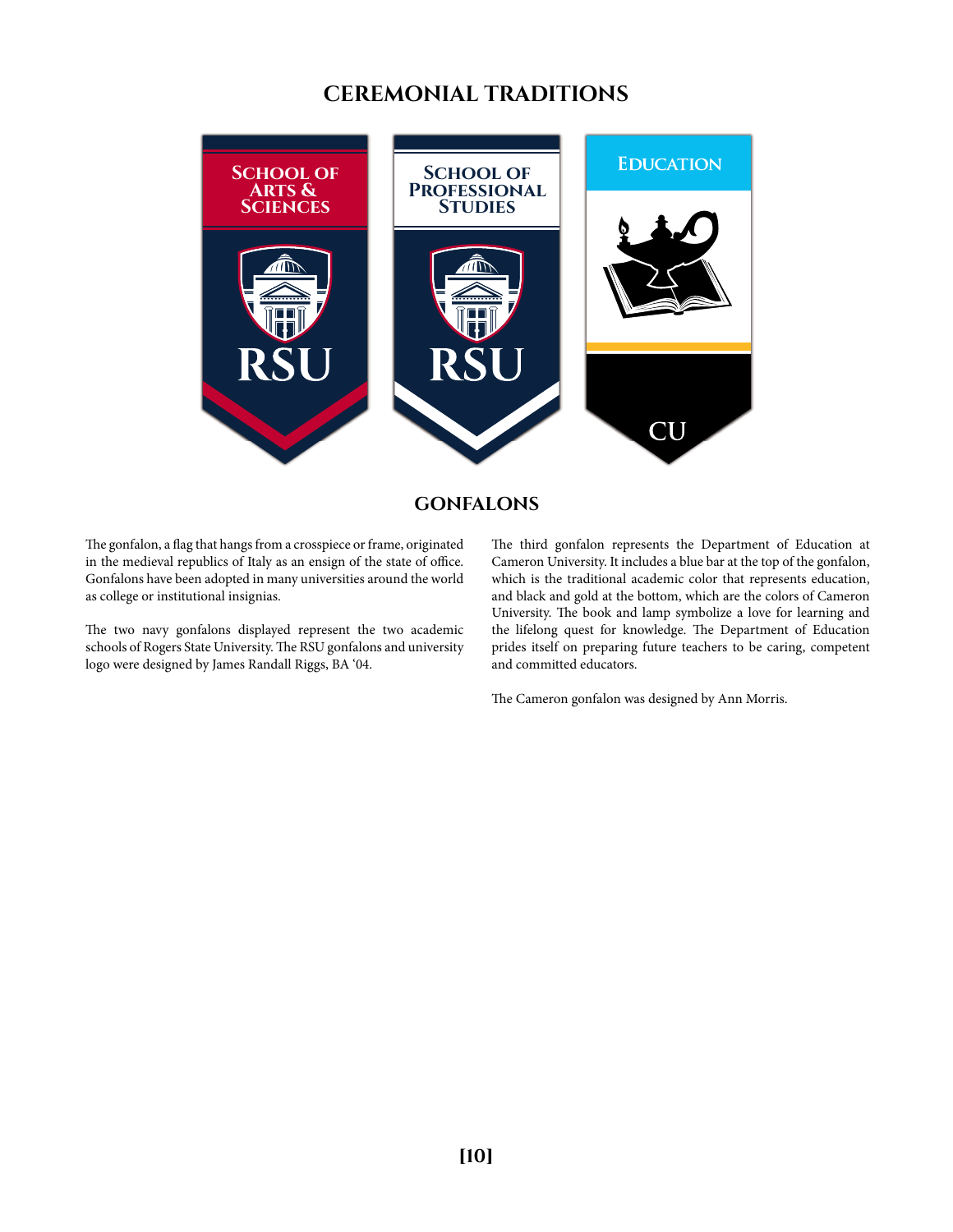# CEREMONIAL TRADITIONS

## GONFALONS

The gonfalon, a flag that hangs from a crosspiece or frame, originated in the medieval republics of Italy as an ensign of the state of office. Gonfalons have been adopted in many universities around the world as college or institutional insignias.

The two navy gonfalons displayed represent the two academic schools of Rogers State University. The RSU gonfalons and university logo were designed by James Randall Riggs, BA '04.

The third gonfalon represents the Department of Education at Cameron University. It includes a blue bar at the top of the gonfalon, which is the traditional academic color that represents education, and black and gold at the bottom, which are the colors of Cameron University. The book and lamp symbolize a love for learning and the lifelong quest for knowledge. The Department of Education prides itself on preparing future teachers to be caring, competent and committed educators.

The Cameron gonfalon was designed by Ann Morris.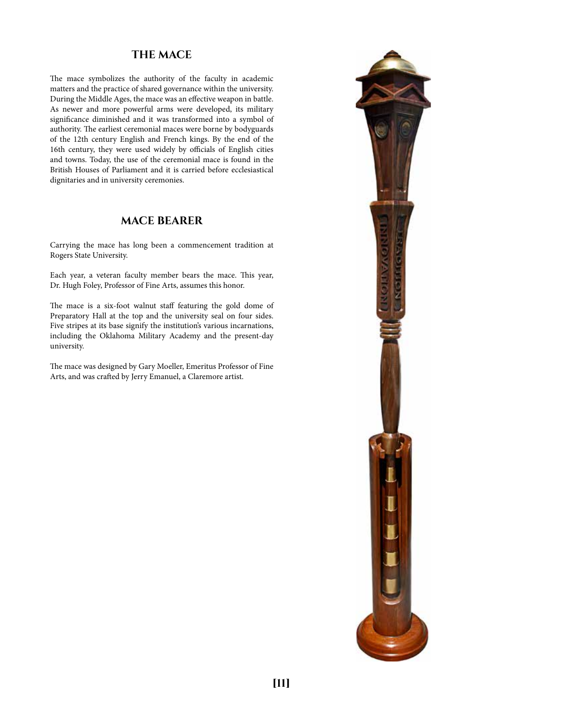## THE MACE

The mace symbolizes the authority of the faculty in academic matters and the practice of shared governance within the university. During the Middle Ages, the mace was an effective weapon in battle. As newer and more powerful arms were developed, its military significance diminished and it was transformed into a symbol of authority. The earliest ceremonial maces were borne by bodyguards of the 12th century English and French kings. By the end of the 16th century, they were used widely by officials of English cities and towns. Today, the use of the ceremonial mace is found in the British Houses of Parliament and it is carried before ecclesiastical dignitaries and in university ceremonies.

## MACE BEARER

Carrying the mace has long been a commencement tradition at Rogers State University.

Each year, a veteran faculty member bears the mace. This year, Dr. Hugh Foley, Professor of Fine Arts, assumes this honor.

The mace is a six-foot walnut staff featuring the gold dome of Preparatory Hall at the top and the university seal on four sides. Five stripes at its base signify the institution's various incarnations, including the Oklahoma Military Academy and the present-day university.

The mace was designed by Gary Moeller, Emeritus Professor of Fine Arts, and was crafted by Jerry Emanuel, a Claremore artist.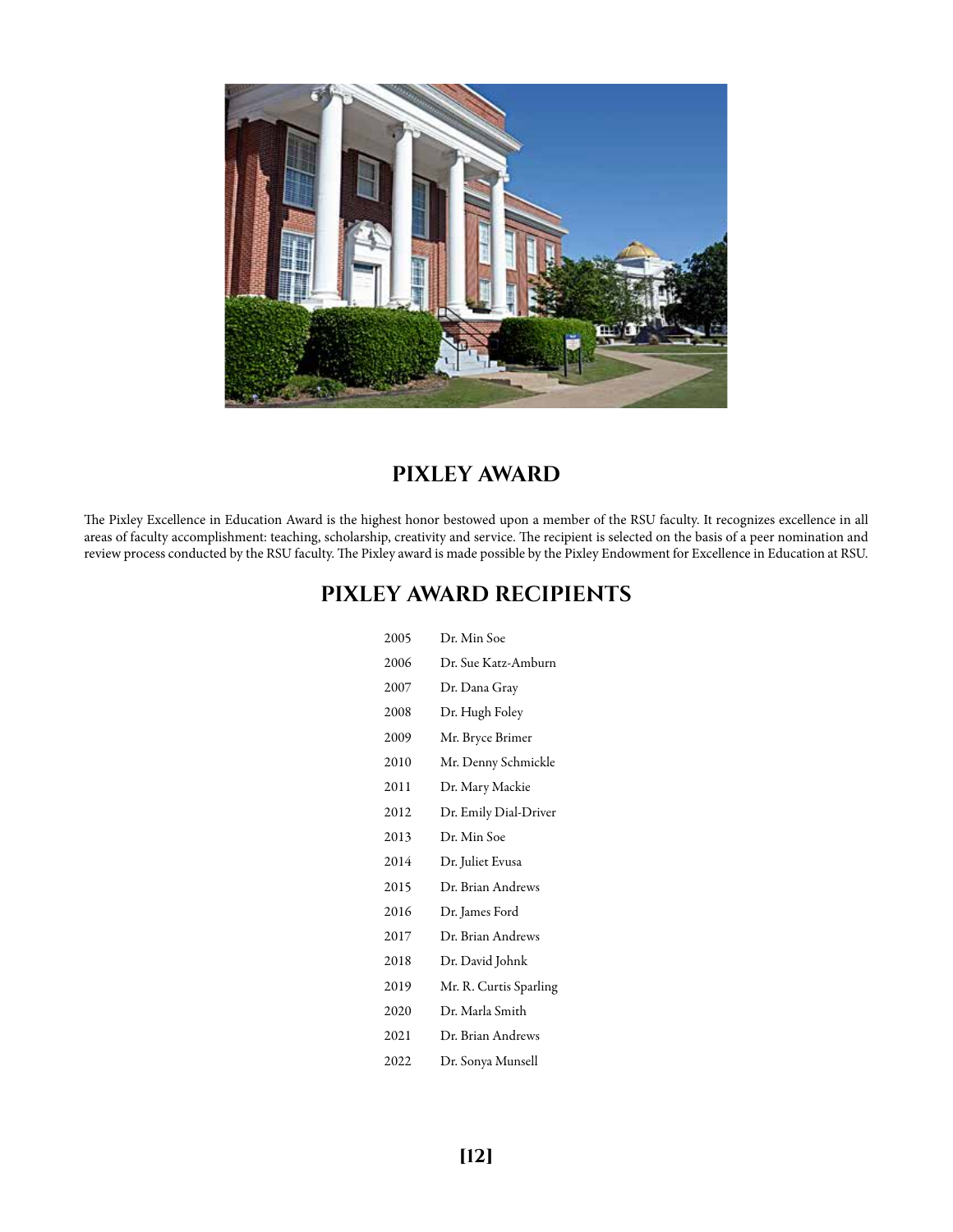## PIXLEY AWARD

The Pixley Excellence in Education Award is the highest honor bestowed upon a member of the RSU faculty. It recognizes excellence in all areas of faculty accomplishment: teaching, scholarship, creativity and service. The recipient is selected on the basis of a peer nomination and review process conducted by the RSU faculty. The Pixley award is made possible by the Pixley Endowment for Excellence in Education at RSU.

## PIXLEY AWARD RECIPIENTS

| | |
|---|---|
| 2005 | Dr. Min Soe |
| 2006 | Dr. Sue Katz-Amburn |
| 2007 | Dr. Dana Gray |
| 2008 | Dr. Hugh Foley |
| 2009 | Mr. Bryce Brimer |
| 2010 | Mr. Denny Schmickle |
| 2011 | Dr. Mary Mackie |
| 2012 | Dr. Emily Dial-Driver |
| 2013 | Dr. Min Soe |
| 2014 | Dr. Juliet Evusa |
| 2015 | Dr. Brian Andrews |
| 2016 | Dr. James Ford |
| 2017 | Dr. Brian Andrews |
| 2018 | Dr. David Johnk |
| 2019 | Mr. R. Curtis Sparling |
| 2020 | Dr. Marla Smith |
| 2021 | Dr. Brian Andrews |
| 2022 | Dr. Sonya Munsell |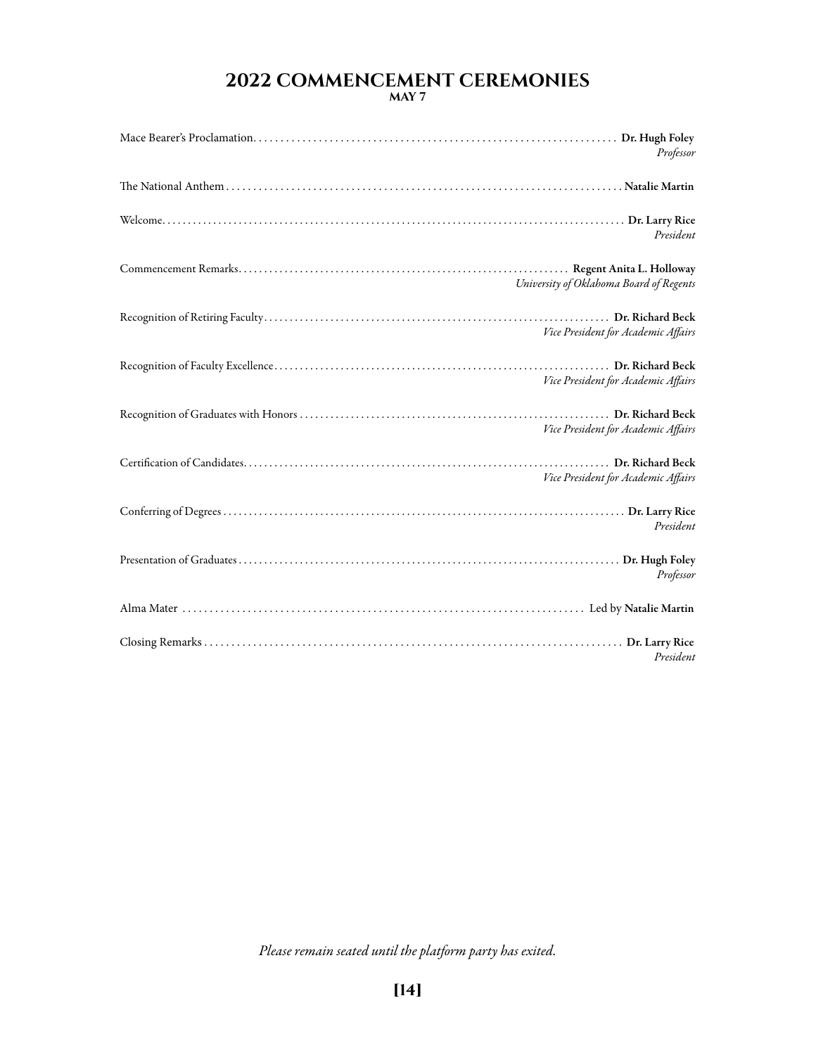# 2022 COMMENCEMENT CEREMONIES

**MAY 7**

Mace Bearer's Proclamation . . . . . . . . . . **Dr. Hugh Foley**
*Professor*

The National Anthem . . . . . . . . . . **Natalie Martin**

Welcome . . . . . . . . . . **Dr. Larry Rice**
*President*

Commencement Remarks . . . . . . . . . . **Regent Anita L. Holloway**
*University of Oklahoma Board of Regents*

Recognition of Retiring Faculty . . . . . . . . . . **Dr. Richard Beck**
*Vice President for Academic Affairs*

Recognition of Faculty Excellence . . . . . . . . . . **Dr. Richard Beck**
*Vice President for Academic Affairs*

Recognition of Graduates with Honors . . . . . . . . . . **Dr. Richard Beck**
*Vice President for Academic Affairs*

Certification of Candidates . . . . . . . . . . **Dr. Richard Beck**
*Vice President for Academic Affairs*

Conferring of Degrees . . . . . . . . . . **Dr. Larry Rice**
*President*

Presentation of Graduates . . . . . . . . . . **Dr. Hugh Foley**
*Professor*

Alma Mater . . . . . . . . . . Led by **Natalie Martin**

Closing Remarks . . . . . . . . . . **Dr. Larry Rice**
*President*

*Please remain seated until the platform party has exited.*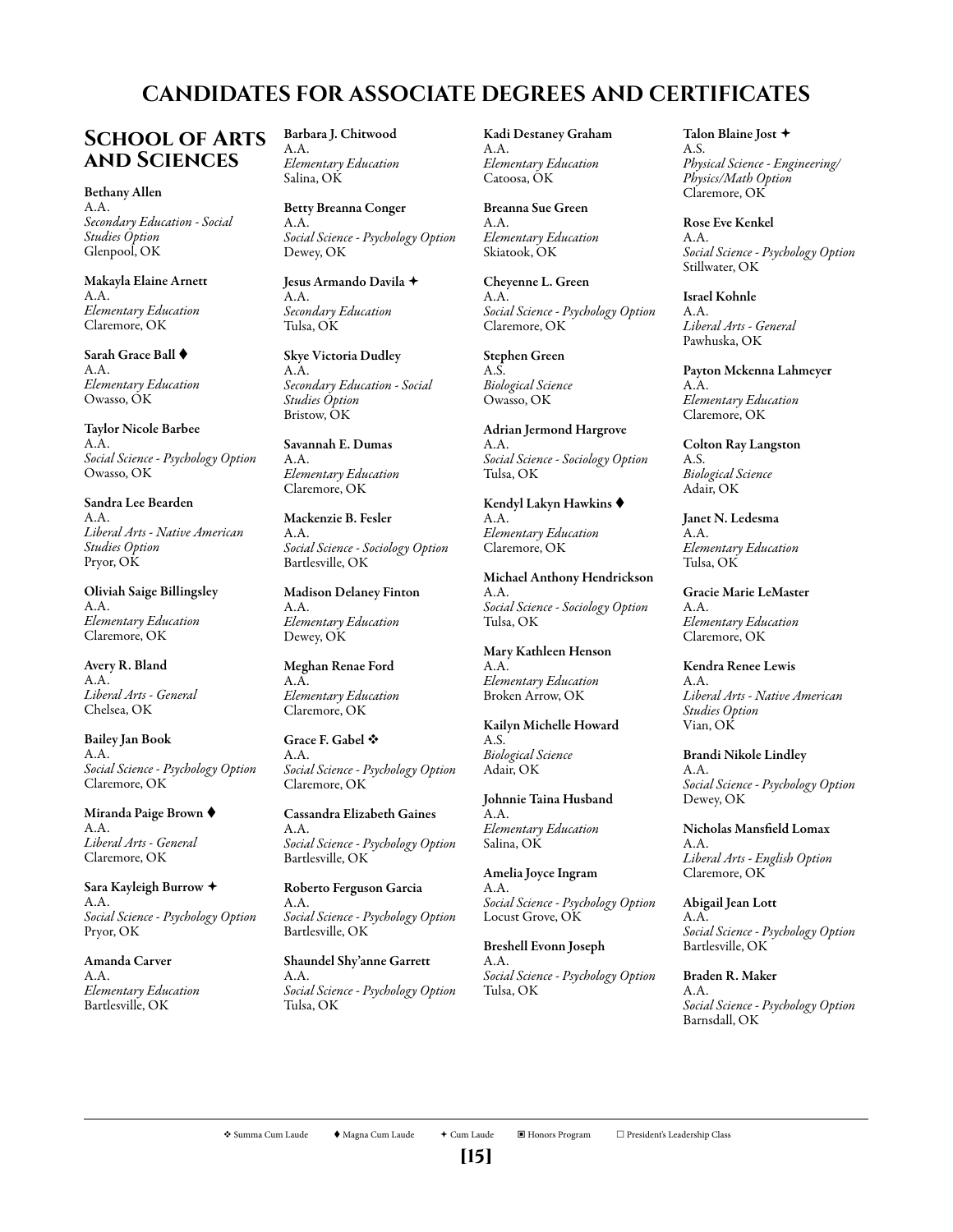# CANDIDATES FOR ASSOCIATE DEGREES AND CERTIFICATES

## School of Arts and Sciences

**Bethany Allen**
A.A.
*Secondary Education - Social Studies Option*
Glenpool, OK

**Makayla Elaine Arnett**
A.A.
*Elementary Education*
Claremore, OK

**Sarah Grace Ball ⧫**
A.A.
*Elementary Education*
Owasso, OK

**Taylor Nicole Barbee**
A.A.
*Social Science - Psychology Option*
Owasso, OK

**Sandra Lee Bearden**
A.A.
*Liberal Arts - Native American Studies Option*
Pryor, OK

**Oliviah Saige Billingsley**
A.A.
*Elementary Education*
Claremore, OK

**Avery R. Bland**
A.A.
*Liberal Arts - General*
Chelsea, OK

**Bailey Jan Book**
A.A.
*Social Science - Psychology Option*
Claremore, OK

**Miranda Paige Brown ⧫**
A.A.
*Liberal Arts - General*
Claremore, OK

**Sara Kayleigh Burrow ✦**
A.A.
*Social Science - Psychology Option*
Pryor, OK

**Amanda Carver**
A.A.
*Elementary Education*
Bartlesville, OK

**Barbara J. Chitwood**
A.A.
*Elementary Education*
Salina, OK

**Betty Breanna Conger**
A.A.
*Social Science - Psychology Option*
Dewey, OK

**Jesus Armando Davila ✦**
A.A.
*Secondary Education*
Tulsa, OK

**Skye Victoria Dudley**
A.A.
*Secondary Education - Social Studies Option*
Bristow, OK

**Savannah E. Dumas**
A.A.
*Elementary Education*
Claremore, OK

**Mackenzie B. Fesler**
A.A.
*Social Science - Sociology Option*
Bartlesville, OK

**Madison Delaney Finton**
A.A.
*Elementary Education*
Dewey, OK

**Meghan Renae Ford**
A.A.
*Elementary Education*
Claremore, OK

**Grace F. Gabel ❖**
A.A.
*Social Science - Psychology Option*
Claremore, OK

**Cassandra Elizabeth Gaines**
A.A.
*Social Science - Psychology Option*
Bartlesville, OK

**Roberto Ferguson Garcia**
A.A.
*Social Science - Psychology Option*
Bartlesville, OK

**Shaundel Shy'anne Garrett**
A.A.
*Social Science - Psychology Option*
Tulsa, OK

**Kadi Destaney Graham**
A.A.
*Elementary Education*
Catoosa, OK

**Breanna Sue Green**
A.A.
*Elementary Education*
Skiatook, OK

**Cheyenne L. Green**
A.A.
*Social Science - Psychology Option*
Claremore, OK

**Stephen Green**
A.S.
*Biological Science*
Owasso, OK

**Adrian Jermond Hargrove**
A.A.
*Social Science - Sociology Option*
Tulsa, OK

**Kendyl Lakyn Hawkins ⧫**
A.A.
*Elementary Education*
Claremore, OK

**Michael Anthony Hendrickson**
A.A.
*Social Science - Sociology Option*
Tulsa, OK

**Mary Kathleen Henson**
A.A.
*Elementary Education*
Broken Arrow, OK

**Kailyn Michelle Howard**
A.S.
*Biological Science*
Adair, OK

**Johnnie Taina Husband**
A.A.
*Elementary Education*
Salina, OK

**Amelia Joyce Ingram**
A.A.
*Social Science - Psychology Option*
Locust Grove, OK

**Breshell Evonn Joseph**
A.A.
*Social Science - Psychology Option*
Tulsa, OK

**Talon Blaine Jost ✦**
A.S.
*Physical Science - Engineering/Physics/Math Option*
Claremore, OK

**Rose Eve Kenkel**
A.A.
*Social Science - Psychology Option*
Stillwater, OK

**Israel Kohnle**
A.A.
*Liberal Arts - General*
Pawhuska, OK

**Payton Mckenna Lahmeyer**
A.A.
*Elementary Education*
Claremore, OK

**Colton Ray Langston**
A.S.
*Biological Science*
Adair, OK

**Janet N. Ledesma**
A.A.
*Elementary Education*
Tulsa, OK

**Gracie Marie LeMaster**
A.A.
*Elementary Education*
Claremore, OK

**Kendra Renee Lewis**
A.A.
*Liberal Arts - Native American Studies Option*
Vian, OK

**Brandi Nikole Lindley**
A.A.
*Social Science - Psychology Option*
Dewey, OK

**Nicholas Mansfield Lomax**
A.A.
*Liberal Arts - English Option*
Claremore, OK

**Abigail Jean Lott**
A.A.
*Social Science - Psychology Option*
Bartlesville, OK

**Braden R. Maker**
A.A.
*Social Science - Psychology Option*
Barnsdall, OK

❖ Summa Cum Laude ⧫ Magna Cum Laude ✦ Cum Laude ▣ Honors Program ☐ President's Leadership Class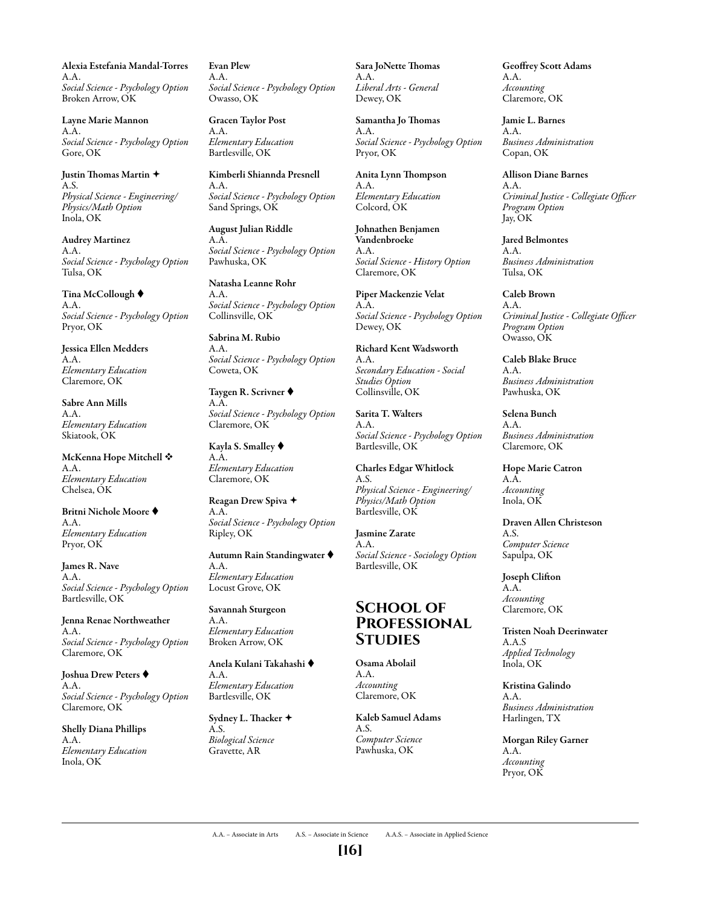**Alexia Estefania Mandal-Torres**
A.A.
*Social Science - Psychology Option*
Broken Arrow, OK

**Layne Marie Mannon**
A.A.
*Social Science - Psychology Option*
Gore, OK

**Justin Thomas Martin** ✦
A.S.
*Physical Science - Engineering/ Physics/Math Option*
Inola, OK

**Audrey Martinez**
A.A.
*Social Science - Psychology Option*
Tulsa, OK

**Tina McCollough** ⧫
A.A.
*Social Science - Psychology Option*
Pryor, OK

**Jessica Ellen Medders**
A.A.
*Elementary Education*
Claremore, OK

**Sabre Ann Mills**
A.A.
*Elementary Education*
Skiatook, OK

**McKenna Hope Mitchell** ❖
A.A.
*Elementary Education*
Chelsea, OK

**Britni Nichole Moore** ⧫
A.A.
*Elementary Education*
Pryor, OK

**James R. Nave**
A.A.
*Social Science - Psychology Option*
Bartlesville, OK

**Jenna Renae Northweather**
A.A.
*Social Science - Psychology Option*
Claremore, OK

**Joshua Drew Peters** ⧫
A.A.
*Social Science - Psychology Option*
Claremore, OK

**Shelly Diana Phillips**
A.A.
*Elementary Education*
Inola, OK

**Evan Plew**
A.A.
*Social Science - Psychology Option*
Owasso, OK

**Gracen Taylor Post**
A.A.
*Elementary Education*
Bartlesville, OK

**Kimberli Shiannda Presnell**
A.A.
*Social Science - Psychology Option*
Sand Springs, OK

**August Julian Riddle**
A.A.
*Social Science - Psychology Option*
Pawhuska, OK

**Natasha Leanne Rohr**
A.A.
*Social Science - Psychology Option*
Collinsville, OK

**Sabrina M. Rubio**
A.A.
*Social Science - Psychology Option*
Coweta, OK

**Taygen R. Scrivner** ⧫
A.A.
*Social Science - Psychology Option*
Claremore, OK

**Kayla S. Smalley** ⧫
A.A.
*Elementary Education*
Claremore, OK

**Reagan Drew Spiva** ✦
A.A.
*Social Science - Psychology Option*
Ripley, OK

**Autumn Rain Standingwater** ⧫
A.A.
*Elementary Education*
Locust Grove, OK

**Savannah Sturgeon**
A.A.
*Elementary Education*
Broken Arrow, OK

**Anela Kulani Takahashi** ⧫
A.A.
*Elementary Education*
Bartlesville, OK

**Sydney L. Thacker** ✦
A.S.
*Biological Science*
Gravette, AR

**Sara JoNette Thomas**
A.A.
*Liberal Arts - General*
Dewey, OK

**Samantha Jo Thomas**
A.A.
*Social Science - Psychology Option*
Pryor, OK

**Anita Lynn Thompson**
A.A.
*Elementary Education*
Colcord, OK

**Johnathen Benjamen Vandenbroeke**
A.A.
*Social Science - History Option*
Claremore, OK

**Piper Mackenzie Velat**
A.A.
*Social Science - Psychology Option*
Dewey, OK

**Richard Kent Wadsworth**
A.A.
*Secondary Education - Social Studies Option*
Collinsville, OK

**Sarita T. Walters**
A.A.
*Social Science - Psychology Option*
Bartlesville, OK

**Charles Edgar Whitlock**
A.S.
*Physical Science - Engineering/ Physics/Math Option*
Bartlesville, OK

**Jasmine Zarate**
A.A.
*Social Science - Sociology Option*
Bartlesville, OK

## School of Professional Studies

**Osama Abolail**
A.A.
*Accounting*
Claremore, OK

**Kaleb Samuel Adams**
A.S.
*Computer Science*
Pawhuska, OK

**Geoffrey Scott Adams**
A.A.
*Accounting*
Claremore, OK

**Jamie L. Barnes**
A.A.
*Business Administration*
Copan, OK

**Allison Diane Barnes**
A.A.
*Criminal Justice - Collegiate Officer Program Option*
Jay, OK

**Jared Belmontes**
A.A.
*Business Administration*
Tulsa, OK

**Caleb Brown**
A.A.
*Criminal Justice - Collegiate Officer Program Option*
Owasso, OK

**Caleb Blake Bruce**
A.A.
*Business Administration*
Pawhuska, OK

**Selena Bunch**
A.A.
*Business Administration*
Claremore, OK

**Hope Marie Catron**
A.A.
*Accounting*
Inola, OK

**Draven Allen Christeson**
A.S.
*Computer Science*
Sapulpa, OK

**Joseph Clifton**
A.A.
*Accounting*
Claremore, OK

**Tristen Noah Deerinwater**
A.A.S
*Applied Technology*
Inola, OK

**Kristina Galindo**
A.A.
*Business Administration*
Harlingen, TX

**Morgan Riley Garner**
A.A.
*Accounting*
Pryor, OK

A.A. – Associate in Arts A.S. – Associate in Science A.A.S. – Associate in Applied Science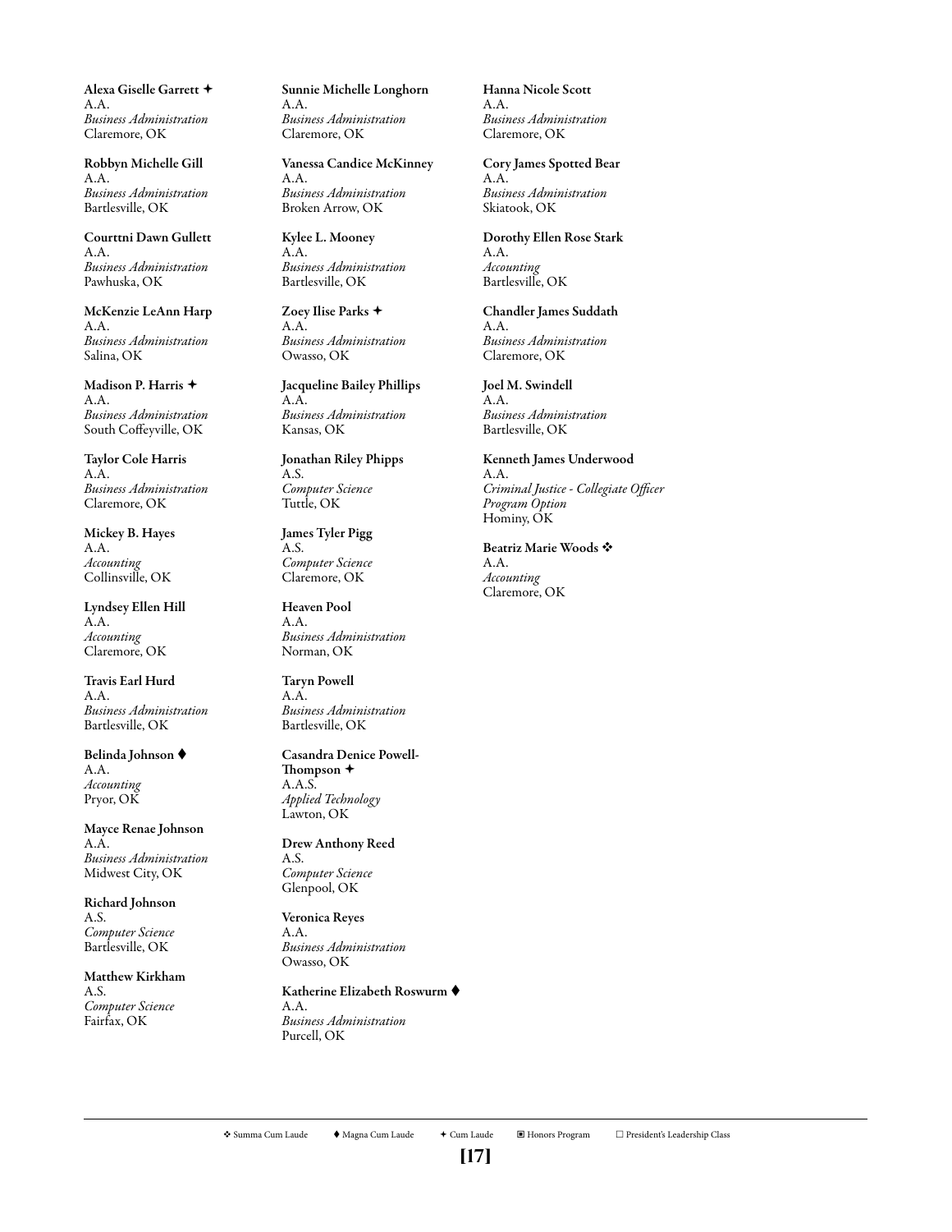**Alexa Giselle Garrett ✦**
A.A.
*Business Administration*
Claremore, OK

**Robbyn Michelle Gill**
A.A.
*Business Administration*
Bartlesville, OK

**Courttni Dawn Gullett**
A.A.
*Business Administration*
Pawhuska, OK

**McKenzie LeAnn Harp**
A.A.
*Business Administration*
Salina, OK

**Madison P. Harris ✦**
A.A.
*Business Administration*
South Coffeyville, OK

**Taylor Cole Harris**
A.A.
*Business Administration*
Claremore, OK

**Mickey B. Hayes**
A.A.
*Accounting*
Collinsville, OK

**Lyndsey Ellen Hill**
A.A.
*Accounting*
Claremore, OK

**Travis Earl Hurd**
A.A.
*Business Administration*
Bartlesville, OK

**Belinda Johnson ⧫**
A.A.
*Accounting*
Pryor, OK

**Mayce Renae Johnson**
A.A.
*Business Administration*
Midwest City, OK

**Richard Johnson**
A.S.
*Computer Science*
Bartlesville, OK

**Matthew Kirkham**
A.S.
*Computer Science*
Fairfax, OK

**Sunnie Michelle Longhorn**
A.A.
*Business Administration*
Claremore, OK

**Vanessa Candice McKinney**
A.A.
*Business Administration*
Broken Arrow, OK

**Kylee L. Mooney**
A.A.
*Business Administration*
Bartlesville, OK

**Zoey Ilise Parks ✦**
A.A.
*Business Administration*
Owasso, OK

**Jacqueline Bailey Phillips**
A.A.
*Business Administration*
Kansas, OK

**Jonathan Riley Phipps**
A.S.
*Computer Science*
Tuttle, OK

**James Tyler Pigg**
A.S.
*Computer Science*
Claremore, OK

**Heaven Pool**
A.A.
*Business Administration*
Norman, OK

**Taryn Powell**
A.A.
*Business Administration*
Bartlesville, OK

**Casandra Denice Powell-Thompson ✦**
A.A.S.
*Applied Technology*
Lawton, OK

**Drew Anthony Reed**
A.S.
*Computer Science*
Glenpool, OK

**Veronica Reyes**
A.A.
*Business Administration*
Owasso, OK

**Katherine Elizabeth Roswurm ⧫**
A.A.
*Business Administration*
Purcell, OK

**Hanna Nicole Scott**
A.A.
*Business Administration*
Claremore, OK

**Cory James Spotted Bear**
A.A.
*Business Administration*
Skiatook, OK

**Dorothy Ellen Rose Stark**
A.A.
*Accounting*
Bartlesville, OK

**Chandler James Suddath**
A.A.
*Business Administration*
Claremore, OK

**Joel M. Swindell**
A.A.
*Business Administration*
Bartlesville, OK

**Kenneth James Underwood**
A.A.
*Criminal Justice - Collegiate Officer Program Option*
Hominy, OK

**Beatriz Marie Woods ❖**
A.A.
*Accounting*
Claremore, OK

❖ Summa Cum Laude ⧫ Magna Cum Laude ✦ Cum Laude ▣ Honors Program ☐ President's Leadership Class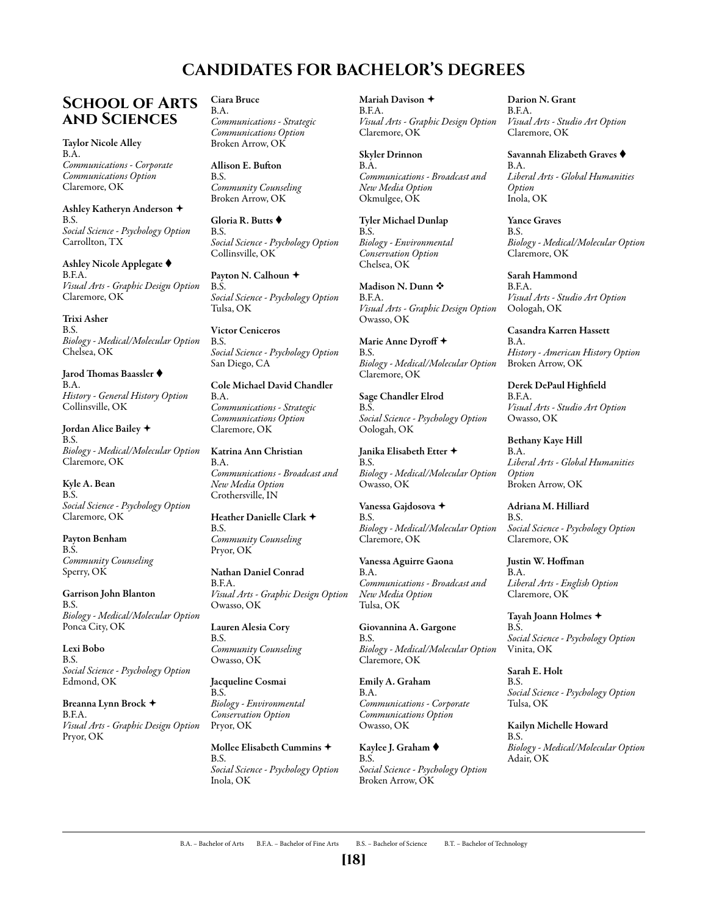# CANDIDATES FOR BACHELOR'S DEGREES

## School of Arts and Sciences

**Taylor Nicole Alley**
B.A.
*Communications - Corporate Communications Option*
Claremore, OK

**Ashley Katheryn Anderson ✦**
B.S.
*Social Science - Psychology Option*
Carrollton, TX

**Ashley Nicole Applegate ⧫**
B.F.A.
*Visual Arts - Graphic Design Option*
Claremore, OK

**Trixi Asher**
B.S.
*Biology - Medical/Molecular Option*
Chelsea, OK

**Jarod Thomas Baassler ⧫**
B.A.
*History - General History Option*
Collinsville, OK

**Jordan Alice Bailey ✦**
B.S.
*Biology - Medical/Molecular Option*
Claremore, OK

**Kyle A. Bean**
B.S.
*Social Science - Psychology Option*
Claremore, OK

**Payton Benham**
B.S.
*Community Counseling*
Sperry, OK

**Garrison John Blanton**
B.S.
*Biology - Medical/Molecular Option*
Ponca City, OK

**Lexi Bobo**
B.S.
*Social Science - Psychology Option*
Edmond, OK

**Breanna Lynn Brock ✦**
B.F.A.
*Visual Arts - Graphic Design Option*
Pryor, OK

**Ciara Bruce**
B.A.
*Communications - Strategic Communications Option*
Broken Arrow, OK

**Allison E. Bufton**
B.S.
*Community Counseling*
Broken Arrow, OK

**Gloria R. Butts ⧫**
B.S.
*Social Science - Psychology Option*
Collinsville, OK

**Payton N. Calhoun ✦**
B.S.
*Social Science - Psychology Option*
Tulsa, OK

**Victor Ceniceros**
B.S.
*Social Science - Psychology Option*
San Diego, CA

**Cole Michael David Chandler**
B.A.
*Communications - Strategic Communications Option*
Claremore, OK

**Katrina Ann Christian**
B.A.
*Communications - Broadcast and New Media Option*
Crothersville, IN

**Heather Danielle Clark ✦**
B.S.
*Community Counseling*
Pryor, OK

**Nathan Daniel Conrad**
B.F.A.
*Visual Arts - Graphic Design Option*
Owasso, OK

**Lauren Alesia Cory**
B.S.
*Community Counseling*
Owasso, OK

**Jacqueline Cosmai**
B.S.
*Biology - Environmental Conservation Option*
Pryor, OK

**Mollee Elisabeth Cummins ✦**
B.S.
*Social Science - Psychology Option*
Inola, OK

**Mariah Davison ✦**
B.F.A.
*Visual Arts - Graphic Design Option*
Claremore, OK

**Skyler Drinnon**
B.A.
*Communications - Broadcast and New Media Option*
Okmulgee, OK

**Tyler Michael Dunlap**
B.S.
*Biology - Environmental Conservation Option*
Chelsea, OK

**Madison N. Dunn ❖**
B.F.A.
*Visual Arts - Graphic Design Option*
Owasso, OK

**Marie Anne Dyroff ✦**
B.S.
*Biology - Medical/Molecular Option*
Claremore, OK

**Sage Chandler Elrod**
B.S.
*Social Science - Psychology Option*
Oologah, OK

**Janika Elisabeth Etter ✦**
B.S.
*Biology - Medical/Molecular Option*
Owasso, OK

**Vanessa Gajdosova ✦**
B.S.
*Biology - Medical/Molecular Option*
Claremore, OK

**Vanessa Aguirre Gaona**
B.A.
*Communications - Broadcast and New Media Option*
Tulsa, OK

**Giovannina A. Gargone**
B.S.
*Biology - Medical/Molecular Option*
Claremore, OK

**Emily A. Graham**
B.A.
*Communications - Corporate Communications Option*
Owasso, OK

**Kaylee J. Graham ⧫**
B.S.
*Social Science - Psychology Option*
Broken Arrow, OK

**Darion N. Grant**
B.F.A.
*Visual Arts - Studio Art Option*
Claremore, OK

**Savannah Elizabeth Graves ⧫**
B.A.
*Liberal Arts - Global Humanities Option*
Inola, OK

**Yance Graves**
B.S.
*Biology - Medical/Molecular Option*
Claremore, OK

**Sarah Hammond**
B.F.A.
*Visual Arts - Studio Art Option*
Oologah, OK

**Casandra Karren Hassett**
B.A.
*History - American History Option*
Broken Arrow, OK

**Derek DePaul Highfield**
B.F.A.
*Visual Arts - Studio Art Option*
Owasso, OK

**Bethany Kaye Hill**
B.A.
*Liberal Arts - Global Humanities Option*
Broken Arrow, OK

**Adriana M. Hilliard**
B.S.
*Social Science - Psychology Option*
Claremore, OK

**Justin W. Hoffman**
B.A.
*Liberal Arts - English Option*
Claremore, OK

**Tayah Joann Holmes ✦**
B.S.
*Social Science - Psychology Option*
Vinita, OK

**Sarah E. Holt**
B.S.
*Social Science - Psychology Option*
Tulsa, OK

**Kailyn Michelle Howard**
B.S.
*Biology - Medical/Molecular Option*
Adair, OK

B.A. – Bachelor of Arts B.F.A. – Bachelor of Fine Arts B.S. – Bachelor of Science B.T. – Bachelor of Technology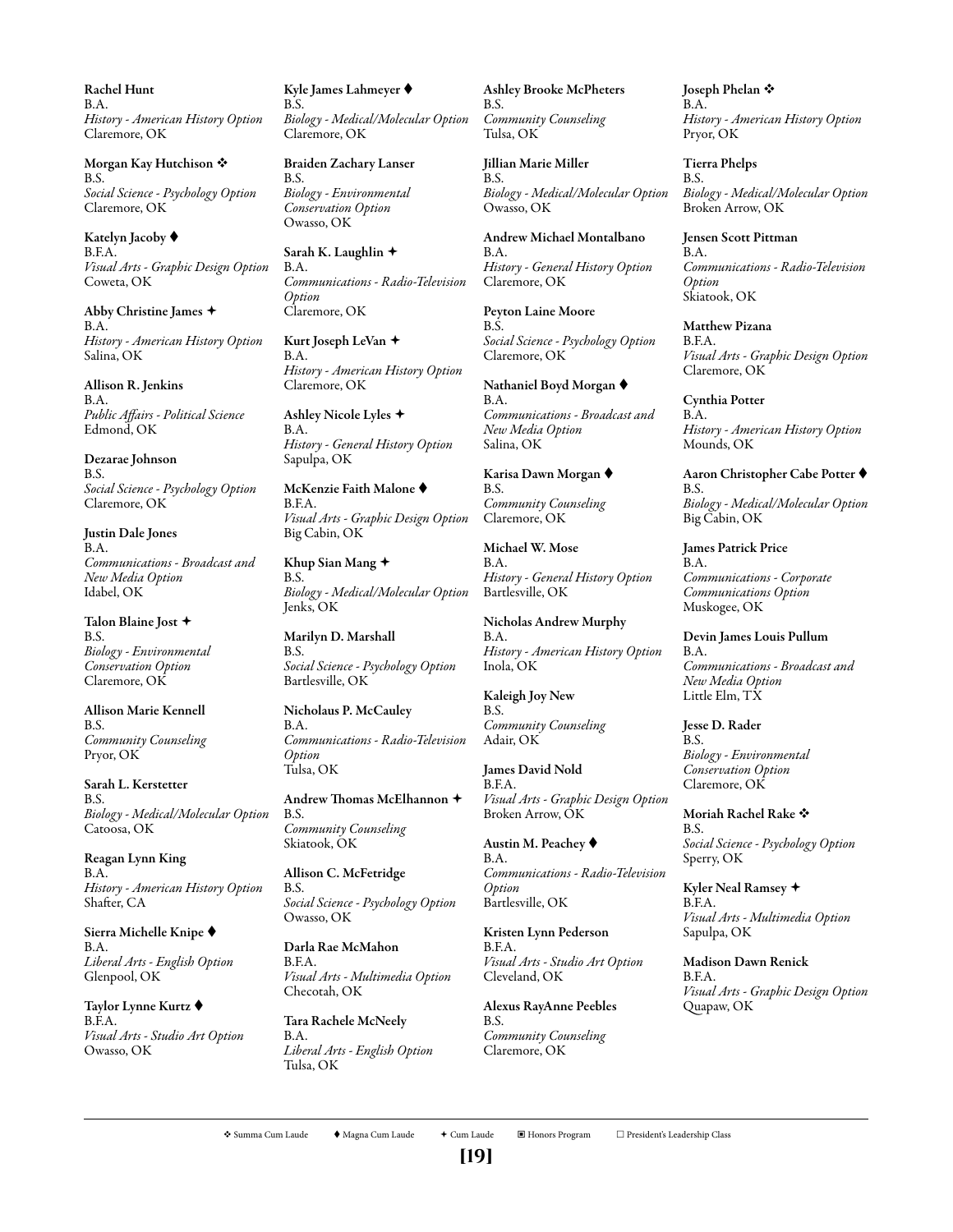**Rachel Hunt**
B.A.
*History - American History Option*
Claremore, OK

**Morgan Kay Hutchison ❖**
B.S.
*Social Science - Psychology Option*
Claremore, OK

**Katelyn Jacoby ⧫**
B.F.A.
*Visual Arts - Graphic Design Option*
Coweta, OK

**Abby Christine James ✦**
B.A.
*History - American History Option*
Salina, OK

**Allison R. Jenkins**
B.A.
*Public Affairs - Political Science*
Edmond, OK

**Dezarae Johnson**
B.S.
*Social Science - Psychology Option*
Claremore, OK

**Justin Dale Jones**
B.A.
*Communications - Broadcast and New Media Option*
Idabel, OK

**Talon Blaine Jost ✦**
B.S.
*Biology - Environmental Conservation Option*
Claremore, OK

**Allison Marie Kennell**
B.S.
*Community Counseling*
Pryor, OK

**Sarah L. Kerstetter**
B.S.
*Biology - Medical/Molecular Option*
Catoosa, OK

**Reagan Lynn King**
B.A.
*History - American History Option*
Shafter, CA

**Sierra Michelle Knipe ⧫**
B.A.
*Liberal Arts - English Option*
Glenpool, OK

**Taylor Lynne Kurtz ⧫**
B.F.A.
*Visual Arts - Studio Art Option*
Owasso, OK

**Kyle James Lahmeyer ⧫**
B.S.
*Biology - Medical/Molecular Option*
Claremore, OK

**Braiden Zachary Lanser**
B.S.
*Biology - Environmental Conservation Option*
Owasso, OK

**Sarah K. Laughlin ✦**
B.A.
*Communications - Radio-Television Option*
Claremore, OK

**Kurt Joseph LeVan ✦**
B.A.
*History - American History Option*
Claremore, OK

**Ashley Nicole Lyles ✦**
B.A.
*History - General History Option*
Sapulpa, OK

**McKenzie Faith Malone ⧫**
B.F.A.
*Visual Arts - Graphic Design Option*
Big Cabin, OK

**Khup Sian Mang ✦**
B.S.
*Biology - Medical/Molecular Option*
Jenks, OK

**Marilyn D. Marshall**
B.S.
*Social Science - Psychology Option*
Bartlesville, OK

**Nicholaus P. McCauley**
B.A.
*Communications - Radio-Television Option*
Tulsa, OK

**Andrew Thomas McElhannon ✦**
B.S.
*Community Counseling*
Skiatook, OK

**Allison C. McFetridge**
B.S.
*Social Science - Psychology Option*
Owasso, OK

**Darla Rae McMahon**
B.F.A.
*Visual Arts - Multimedia Option*
Checotah, OK

**Tara Rachele McNeely**
B.A.
*Liberal Arts - English Option*
Tulsa, OK

**Ashley Brooke McPheters**
B.S.
*Community Counseling*
Tulsa, OK

**Jillian Marie Miller**
B.S.
*Biology - Medical/Molecular Option*
Owasso, OK

**Andrew Michael Montalbano**
B.A.
*History - General History Option*
Claremore, OK

**Peyton Laine Moore**
B.S.
*Social Science - Psychology Option*
Claremore, OK

**Nathaniel Boyd Morgan ⧫**
B.A.
*Communications - Broadcast and New Media Option*
Salina, OK

**Karisa Dawn Morgan ⧫**
B.S.
*Community Counseling*
Claremore, OK

**Michael W. Mose**
B.A.
*History - General History Option*
Bartlesville, OK

**Nicholas Andrew Murphy**
B.A.
*History - American History Option*
Inola, OK

**Kaleigh Joy New**
B.S.
*Community Counseling*
Adair, OK

**James David Nold**
B.F.A.
*Visual Arts - Graphic Design Option*
Broken Arrow, OK

**Austin M. Peachey ⧫**
B.A.
*Communications - Radio-Television Option*
Bartlesville, OK

**Kristen Lynn Pederson**
B.F.A.
*Visual Arts - Studio Art Option*
Cleveland, OK

**Alexus RayAnne Peebles**
B.S.
*Community Counseling*
Claremore, OK

**Joseph Phelan ❖**
B.A.
*History - American History Option*
Pryor, OK

**Tierra Phelps**
B.S.
*Biology - Medical/Molecular Option*
Broken Arrow, OK

**Jensen Scott Pittman**
B.A.
*Communications - Radio-Television Option*
Skiatook, OK

**Matthew Pizana**
B.F.A.
*Visual Arts - Graphic Design Option*
Claremore, OK

**Cynthia Potter**
B.A.
*History - American History Option*
Mounds, OK

**Aaron Christopher Cabe Potter ⧫**
B.S.
*Biology - Medical/Molecular Option*
Big Cabin, OK

**James Patrick Price**
B.A.
*Communications - Corporate Communications Option*
Muskogee, OK

**Devin James Louis Pullum**
B.A.
*Communications - Broadcast and New Media Option*
Little Elm, TX

**Jesse D. Rader**
B.S.
*Biology - Environmental Conservation Option*
Claremore, OK

**Moriah Rachel Rake ❖**
B.S.
*Social Science - Psychology Option*
Sperry, OK

**Kyler Neal Ramsey ✦**
B.F.A.
*Visual Arts - Multimedia Option*
Sapulpa, OK

**Madison Dawn Renick**
B.F.A.
*Visual Arts - Graphic Design Option*
Quapaw, OK

---

❖ Summa Cum Laude ⧫ Magna Cum Laude ✦ Cum Laude ▣ Honors Program □ President's Leadership Class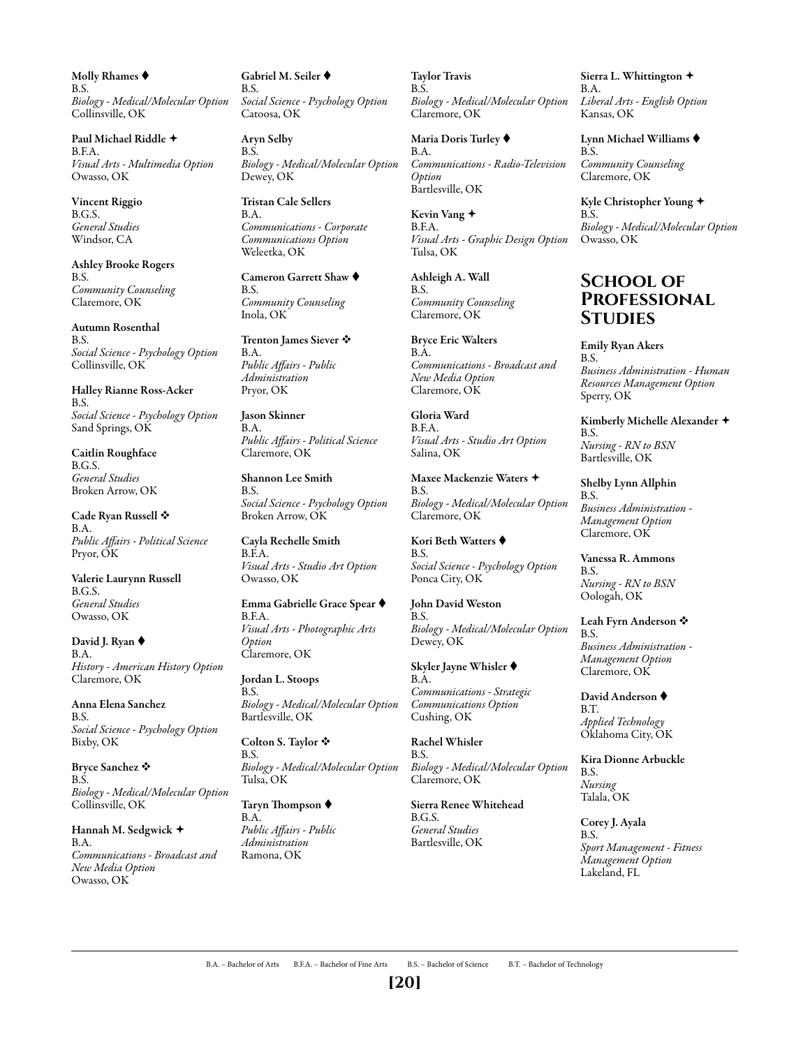**Molly Rhames ⧫**
B.S.
*Biology - Medical/Molecular Option*
Collinsville, OK

**Paul Michael Riddle ✦**
B.F.A.
*Visual Arts - Multimedia Option*
Owasso, OK

**Vincent Riggio**
B.G.S.
*General Studies*
Windsor, CA

**Ashley Brooke Rogers**
B.S.
*Community Counseling*
Claremore, OK

**Autumn Rosenthal**
B.S.
*Social Science - Psychology Option*
Collinsville, OK

**Halley Rianne Ross-Acker**
B.S.
*Social Science - Psychology Option*
Sand Springs, OK

**Caitlin Roughface**
B.G.S.
*General Studies*
Broken Arrow, OK

**Cade Ryan Russell ❖**
B.A.
*Public Affairs - Political Science*
Pryor, OK

**Valerie Laurynn Russell**
B.G.S.
*General Studies*
Owasso, OK

**David J. Ryan ⧫**
B.A.
*History - American History Option*
Claremore, OK

**Anna Elena Sanchez**
B.S.
*Social Science - Psychology Option*
Bixby, OK

**Bryce Sanchez ❖**
B.S.
*Biology - Medical/Molecular Option*
Collinsville, OK

**Hannah M. Sedgwick ✦**
B.A.
*Communications - Broadcast and New Media Option*
Owasso, OK

**Gabriel M. Seiler ⧫**
B.S.
*Social Science - Psychology Option*
Catoosa, OK

**Aryn Selby**
B.S.
*Biology - Medical/Molecular Option*
Dewey, OK

**Tristan Cale Sellers**
B.A.
*Communications - Corporate Communications Option*
Weleetka, OK

**Cameron Garrett Shaw ⧫**
B.S.
*Community Counseling*
Inola, OK

**Trenton James Siever ❖**
B.A.
*Public Affairs - Public Administration*
Pryor, OK

**Jason Skinner**
B.A.
*Public Affairs - Political Science*
Claremore, OK

**Shannon Lee Smith**
B.S.
*Social Science - Psychology Option*
Broken Arrow, OK

**Cayla Rechelle Smith**
B.F.A.
*Visual Arts - Studio Art Option*
Owasso, OK

**Emma Gabrielle Grace Spear ⧫**
B.F.A.
*Visual Arts - Photographic Arts Option*
Claremore, OK

**Jordan L. Stoops**
B.S.
*Biology - Medical/Molecular Option*
Bartlesville, OK

**Colton S. Taylor ❖**
B.S.
*Biology - Medical/Molecular Option*
Tulsa, OK

**Taryn Thompson ⧫**
B.A.
*Public Affairs - Public Administration*
Ramona, OK

**Taylor Travis**
B.S.
*Biology - Medical/Molecular Option*
Claremore, OK

**Maria Doris Turley ⧫**
B.A.
*Communications - Radio-Television Option*
Bartlesville, OK

**Kevin Vang ✦**
B.F.A.
*Visual Arts - Graphic Design Option*
Tulsa, OK

**Ashleigh A. Wall**
B.S.
*Community Counseling*
Claremore, OK

**Bryce Eric Walters**
B.A.
*Communications - Broadcast and New Media Option*
Claremore, OK

**Gloria Ward**
B.F.A.
*Visual Arts - Studio Art Option*
Salina, OK

**Maxee Mackenzie Waters ✦**
B.S.
*Biology - Medical/Molecular Option*
Claremore, OK

**Kori Beth Watters ⧫**
B.S.
*Social Science - Psychology Option*
Ponca City, OK

**John David Weston**
B.S.
*Biology - Medical/Molecular Option*
Dewey, OK

**Skyler Jayne Whisler ⧫**
B.A.
*Communications - Strategic Communications Option*
Cushing, OK

**Rachel Whisler**
B.S.
*Biology - Medical/Molecular Option*
Claremore, OK

**Sierra Renee Whitehead**
B.G.S.
*General Studies*
Bartlesville, OK

**Sierra L. Whittington ✦**
B.A.
*Liberal Arts - English Option*
Kansas, OK

**Lynn Michael Williams ⧫**
B.S.
*Community Counseling*
Claremore, OK

**Kyle Christopher Young ✦**
B.S.
*Biology - Medical/Molecular Option*
Owasso, OK

## School of Professional Studies

**Emily Ryan Akers**
B.S.
*Business Administration - Human Resources Management Option*
Sperry, OK

**Kimberly Michelle Alexander ✦**
B.S.
*Nursing - RN to BSN*
Bartlesville, OK

**Shelby Lynn Allphin**
B.S.
*Business Administration - Management Option*
Claremore, OK

**Vanessa R. Ammons**
B.S.
*Nursing - RN to BSN*
Oologah, OK

**Leah Fyrn Anderson ❖**
B.S.
*Business Administration - Management Option*
Claremore, OK

**David Anderson ⧫**
B.T.
*Applied Technology*
Oklahoma City, OK

**Kira Dionne Arbuckle**
B.S.
*Nursing*
Talala, OK

**Corey J. Ayala**
B.S.
*Sport Management - Fitness Management Option*
Lakeland, FL

B.A. – Bachelor of Arts B.F.A. – Bachelor of Fine Arts B.S. – Bachelor of Science B.T. – Bachelor of Technology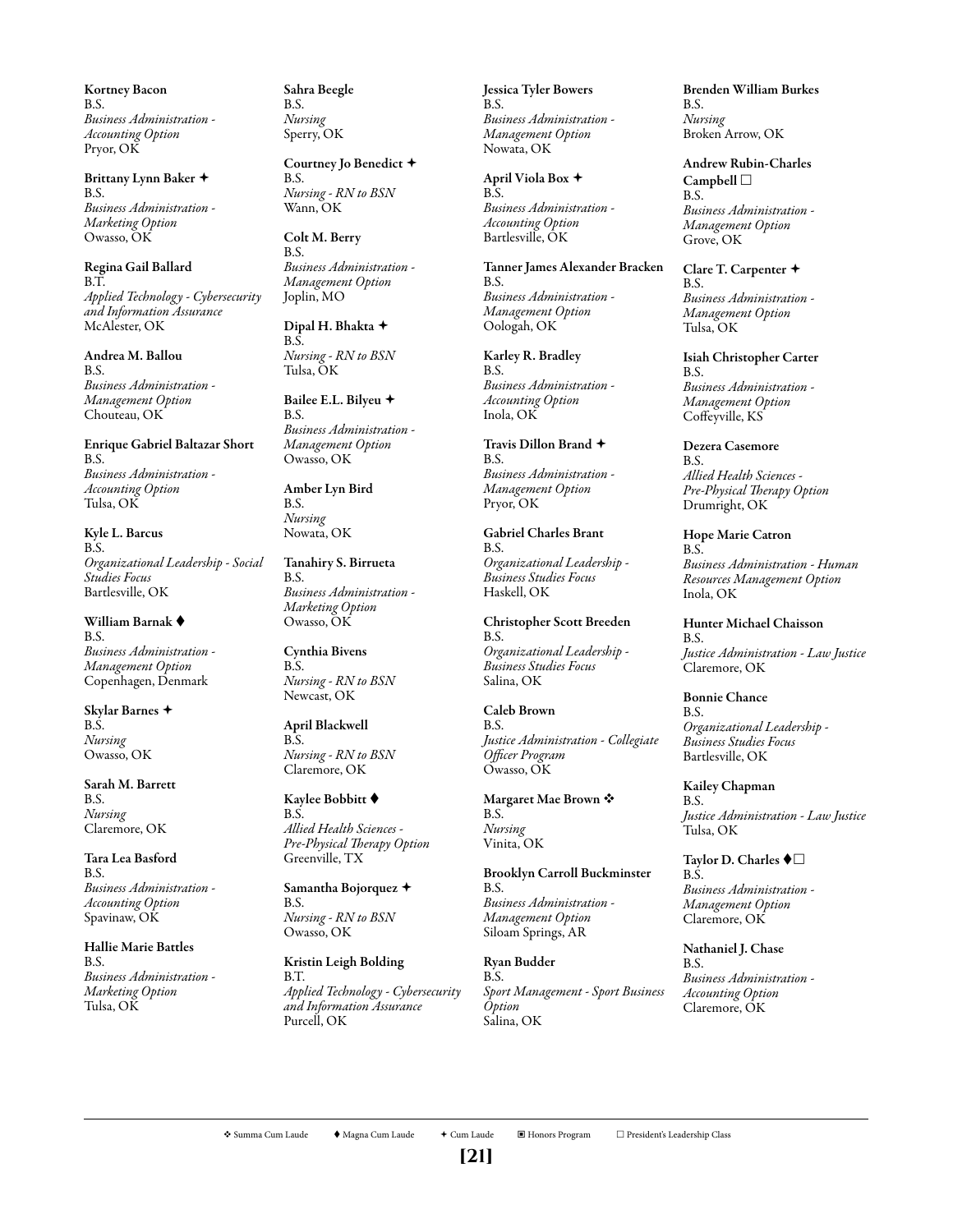**Kortney Bacon**
B.S.
*Business Administration - Accounting Option*
Pryor, OK

**Brittany Lynn Baker ✦**
B.S.
*Business Administration - Marketing Option*
Owasso, OK

**Regina Gail Ballard**
B.T.
*Applied Technology - Cybersecurity and Information Assurance*
McAlester, OK

**Andrea M. Ballou**
B.S.
*Business Administration - Management Option*
Chouteau, OK

**Enrique Gabriel Baltazar Short**
B.S.
*Business Administration - Accounting Option*
Tulsa, OK

**Kyle L. Barcus**
B.S.
*Organizational Leadership - Social Studies Focus*
Bartlesville, OK

**William Barnak ♦**
B.S.
*Business Administration - Management Option*
Copenhagen, Denmark

**Skylar Barnes ✦**
B.S.
*Nursing*
Owasso, OK

**Sarah M. Barrett**
B.S.
*Nursing*
Claremore, OK

**Tara Lea Basford**
B.S.
*Business Administration - Accounting Option*
Spavinaw, OK

**Hallie Marie Battles**
B.S.
*Business Administration - Marketing Option*
Tulsa, OK

**Sahra Beegle**
B.S.
*Nursing*
Sperry, OK

**Courtney Jo Benedict ✦**
B.S.
*Nursing - RN to BSN*
Wann, OK

**Colt M. Berry**
B.S.
*Business Administration - Management Option*
Joplin, MO

**Dipal H. Bhakta ✦**
B.S.
*Nursing - RN to BSN*
Tulsa, OK

**Bailee E.L. Bilyeu ✦**
B.S.
*Business Administration - Management Option*
Owasso, OK

**Amber Lyn Bird**
B.S.
*Nursing*
Nowata, OK

**Tanahiry S. Birrueta**
B.S.
*Business Administration - Marketing Option*
Owasso, OK

**Cynthia Bivens**
B.S.
*Nursing - RN to BSN*
Newcast, OK

**April Blackwell**
B.S.
*Nursing - RN to BSN*
Claremore, OK

**Kaylee Bobbitt ♦**
B.S.
*Allied Health Sciences - Pre-Physical Therapy Option*
Greenville, TX

**Samantha Bojorquez ✦**
B.S.
*Nursing - RN to BSN*
Owasso, OK

**Kristin Leigh Bolding**
B.T.
*Applied Technology - Cybersecurity and Information Assurance*
Purcell, OK

**Jessica Tyler Bowers**
B.S.
*Business Administration - Management Option*
Nowata, OK

**April Viola Box ✦**
B.S.
*Business Administration - Accounting Option*
Bartlesville, OK

**Tanner James Alexander Bracken**
B.S.
*Business Administration - Management Option*
Oologah, OK

**Karley R. Bradley**
B.S.
*Business Administration - Accounting Option*
Inola, OK

**Travis Dillon Brand ✦**
B.S.
*Business Administration - Management Option*
Pryor, OK

**Gabriel Charles Brant**
B.S.
*Organizational Leadership - Business Studies Focus*
Haskell, OK

**Christopher Scott Breeden**
B.S.
*Organizational Leadership - Business Studies Focus*
Salina, OK

**Caleb Brown**
B.S.
*Justice Administration - Collegiate Officer Program*
Owasso, OK

**Margaret Mae Brown ❖**
B.S.
*Nursing*
Vinita, OK

**Brooklyn Carroll Buckminster**
B.S.
*Business Administration - Management Option*
Siloam Springs, AR

**Ryan Budder**
B.S.
*Sport Management - Sport Business Option*
Salina, OK

**Brenden William Burkes**
B.S.
*Nursing*
Broken Arrow, OK

**Andrew Rubin-Charles Campbell □**
B.S.
*Business Administration - Management Option*
Grove, OK

**Clare T. Carpenter ✦**
B.S.
*Business Administration - Management Option*
Tulsa, OK

**Isiah Christopher Carter**
B.S.
*Business Administration - Management Option*
Coffeyville, KS

**Dezera Casemore**
B.S.
*Allied Health Sciences - Pre-Physical Therapy Option*
Drumright, OK

**Hope Marie Catron**
B.S.
*Business Administration - Human Resources Management Option*
Inola, OK

**Hunter Michael Chaisson**
B.S.
*Justice Administration - Law Justice*
Claremore, OK

**Bonnie Chance**
B.S.
*Organizational Leadership - Business Studies Focus*
Bartlesville, OK

**Kailey Chapman**
B.S.
*Justice Administration - Law Justice*
Tulsa, OK

**Taylor D. Charles ♦□**
B.S.
*Business Administration - Management Option*
Claremore, OK

**Nathaniel J. Chase**
B.S.
*Business Administration - Accounting Option*
Claremore, OK

❖ Summa Cum Laude ♦ Magna Cum Laude ✦ Cum Laude ▣ Honors Program □ President's Leadership Class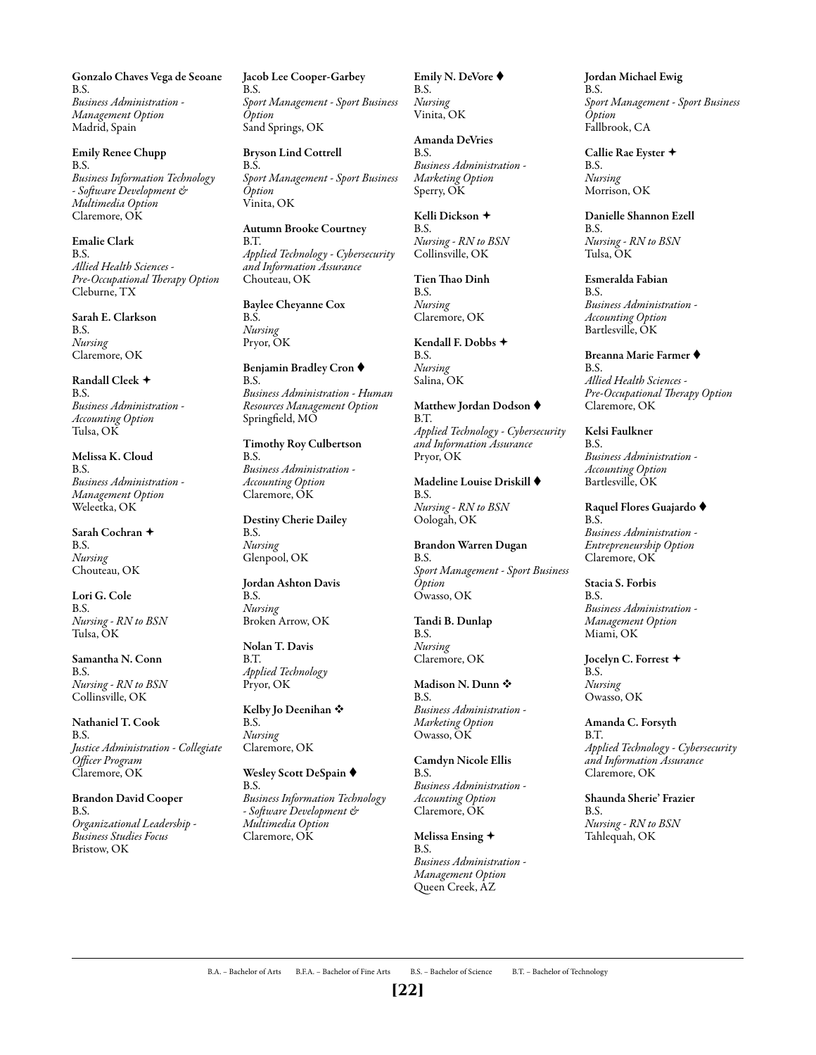**Gonzalo Chaves Vega de Seoane**
B.S.
*Business Administration - Management Option*
Madrid, Spain

**Emily Renee Chupp**
B.S.
*Business Information Technology - Software Development & Multimedia Option*
Claremore, OK

**Emalie Clark**
B.S.
*Allied Health Sciences - Pre-Occupational Therapy Option*
Cleburne, TX

**Sarah E. Clarkson**
B.S.
*Nursing*
Claremore, OK

**Randall Cleek ✦**
B.S.
*Business Administration - Accounting Option*
Tulsa, OK

**Melissa K. Cloud**
B.S.
*Business Administration - Management Option*
Weleetka, OK

**Sarah Cochran ✦**
B.S.
*Nursing*
Chouteau, OK

**Lori G. Cole**
B.S.
*Nursing - RN to BSN*
Tulsa, OK

**Samantha N. Conn**
B.S.
*Nursing - RN to BSN*
Collinsville, OK

**Nathaniel T. Cook**
B.S.
*Justice Administration - Collegiate Officer Program*
Claremore, OK

**Brandon David Cooper**
B.S.
*Organizational Leadership - Business Studies Focus*
Bristow, OK

**Jacob Lee Cooper-Garbey**
B.S.
*Sport Management - Sport Business Option*
Sand Springs, OK

**Bryson Lind Cottrell**
B.S.
*Sport Management - Sport Business Option*
Vinita, OK

**Autumn Brooke Courtney**
B.T.
*Applied Technology - Cybersecurity and Information Assurance*
Chouteau, OK

**Baylee Cheyanne Cox**
B.S.
*Nursing*
Pryor, OK

**Benjamin Bradley Cron ♦**
B.S.
*Business Administration - Human Resources Management Option*
Springfield, MO

**Timothy Roy Culbertson**
B.S.
*Business Administration - Accounting Option*
Claremore, OK

**Destiny Cherie Dailey**
B.S.
*Nursing*
Glenpool, OK

**Jordan Ashton Davis**
B.S.
*Nursing*
Broken Arrow, OK

**Nolan T. Davis**
B.T.
*Applied Technology*
Pryor, OK

**Kelby Jo Deenihan ❖**
B.S.
*Nursing*
Claremore, OK

**Wesley Scott DeSpain ♦**
B.S.
*Business Information Technology - Software Development & Multimedia Option*
Claremore, OK

**Emily N. DeVore ♦**
B.S.
*Nursing*
Vinita, OK

**Amanda DeVries**
B.S.
*Business Administration - Marketing Option*
Sperry, OK

**Kelli Dickson ✦**
B.S.
*Nursing - RN to BSN*
Collinsville, OK

**Tien Thao Dinh**
B.S.
*Nursing*
Claremore, OK

**Kendall F. Dobbs ✦**
B.S.
*Nursing*
Salina, OK

**Matthew Jordan Dodson ♦**
B.T.
*Applied Technology - Cybersecurity and Information Assurance*
Pryor, OK

**Madeline Louise Driskill ♦**
B.S.
*Nursing - RN to BSN*
Oologah, OK

**Brandon Warren Dugan**
B.S.
*Sport Management - Sport Business Option*
Owasso, OK

**Tandi B. Dunlap**
B.S.
*Nursing*
Claremore, OK

**Madison N. Dunn ❖**
B.S.
*Business Administration - Marketing Option*
Owasso, OK

**Camdyn Nicole Ellis**
B.S.
*Business Administration - Accounting Option*
Claremore, OK

**Melissa Ensing ✦**
B.S.
*Business Administration - Management Option*
Queen Creek, AZ

**Jordan Michael Ewig**
B.S.
*Sport Management - Sport Business Option*
Fallbrook, CA

**Callie Rae Eyster ✦**
B.S.
*Nursing*
Morrison, OK

**Danielle Shannon Ezell**
B.S.
*Nursing - RN to BSN*
Tulsa, OK

**Esmeralda Fabian**
B.S.
*Business Administration - Accounting Option*
Bartlesville, OK

**Breanna Marie Farmer ♦**
B.S.
*Allied Health Sciences - Pre-Occupational Therapy Option*
Claremore, OK

**Kelsi Faulkner**
B.S.
*Business Administration - Accounting Option*
Bartlesville, OK

**Raquel Flores Guajardo ♦**
B.S.
*Business Administration - Entrepreneurship Option*
Claremore, OK

**Stacia S. Forbis**
B.S.
*Business Administration - Management Option*
Miami, OK

**Jocelyn C. Forrest ✦**
B.S.
*Nursing*
Owasso, OK

**Amanda C. Forsyth**
B.T.
*Applied Technology - Cybersecurity and Information Assurance*
Claremore, OK

**Shaunda Sherie' Frazier**
B.S.
*Nursing - RN to BSN*
Tahlequah, OK

B.A. – Bachelor of Arts   B.F.A. – Bachelor of Fine Arts   B.S. – Bachelor of Science   B.T. – Bachelor of Technology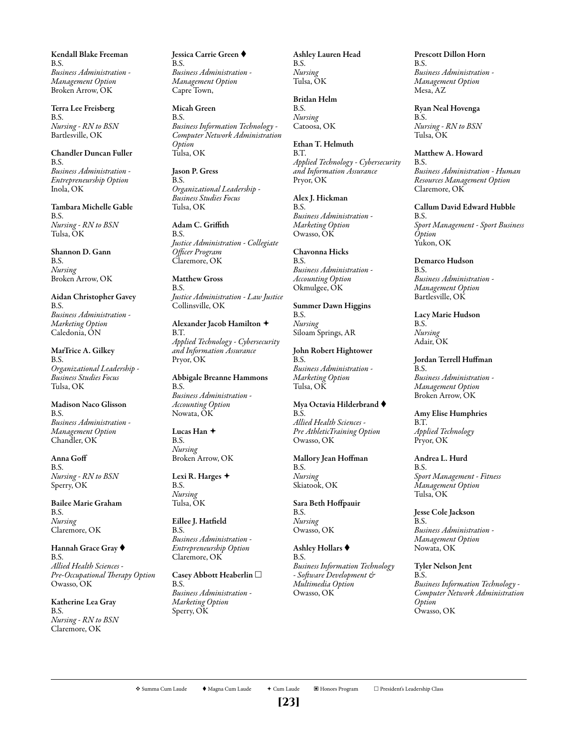**Kendall Blake Freeman**
B.S.
*Business Administration - Management Option*
Broken Arrow, OK

**Terra Lee Freisberg**
B.S.
*Nursing - RN to BSN*
Bartlesville, OK

**Chandler Duncan Fuller**
B.S.
*Business Administration - Entrepreneurship Option*
Inola, OK

**Tambara Michelle Gable**
B.S.
*Nursing - RN to BSN*
Tulsa, OK

**Shannon D. Gann**
B.S.
*Nursing*
Broken Arrow, OK

**Aidan Christopher Gavey**
B.S.
*Business Administration - Marketing Option*
Caledonia, ON

**MarTrice A. Gilkey**
B.S.
*Organizational Leadership - Business Studies Focus*
Tulsa, OK

**Madison Naco Glisson**
B.S.
*Business Administration - Management Option*
Chandler, OK

**Anna Goff**
B.S.
*Nursing - RN to BSN*
Sperry, OK

**Bailee Marie Graham**
B.S.
*Nursing*
Claremore, OK

**Hannah Grace Gray ♦**
B.S.
*Allied Health Sciences - Pre-Occupational Therapy Option*
Owasso, OK

**Katherine Lea Gray**
B.S.
*Nursing - RN to BSN*
Claremore, OK

**Jessica Carrie Green ♦**
B.S.
*Business Administration - Management Option*
Capre Town,

**Micah Green**
B.S.
*Business Information Technology - Computer Network Administration Option*
Tulsa, OK

**Jason P. Gress**
B.S.
*Organizational Leadership - Business Studies Focus*
Tulsa, OK

**Adam C. Griffith**
B.S.
*Justice Administration - Collegiate Officer Program*
Claremore, OK

**Matthew Gross**
B.S.
*Justice Administration - Law Justice*
Collinsville, OK

**Alexander Jacob Hamilton ✦**
B.T.
*Applied Technology - Cybersecurity and Information Assurance*
Pryor, OK

**Abbigale Breanne Hammons**
B.S.
*Business Administration - Accounting Option*
Nowata, OK

**Lucas Han ✦**
B.S.
*Nursing*
Broken Arrow, OK

**Lexi R. Harges ✦**
B.S.
*Nursing*
Tulsa, OK

**Eillee J. Hatfield**
B.S.
*Business Administration - Entrepreneurship Option*
Claremore, OK

**Casey Abbott Heaberlin □**
B.S.
*Business Administration - Marketing Option*
Sperry, OK

**Ashley Lauren Head**
B.S.
*Nursing*
Tulsa, OK

**Britlan Helm**
B.S.
*Nursing*
Catoosa, OK

**Ethan T. Helmuth**
B.T.
*Applied Technology - Cybersecurity and Information Assurance*
Pryor, OK

**Alex J. Hickman**
B.S.
*Business Administration - Marketing Option*
Owasso, OK

**Chavonna Hicks**
B.S.
*Business Administration - Accounting Option*
Okmulgee, OK

**Summer Dawn Higgins**
B.S.
*Nursing*
Siloam Springs, AR

**John Robert Hightower**
B.S.
*Business Administration - Marketing Option*
Tulsa, OK

**Mya Octavia Hilderbrand ♦**
B.S.
*Allied Health Sciences - Pre AthleticTraining Option*
Owasso, OK

**Mallory Jean Hoffman**
B.S.
*Nursing*
Skiatook, OK

**Sara Beth Hoffpauir**
B.S.
*Nursing*
Owasso, OK

**Ashley Hollars ♦**
B.S.
*Business Information Technology - Software Development & Multimedia Option*
Owasso, OK

**Prescott Dillon Horn**
B.S.
*Business Administration - Management Option*
Mesa, AZ

**Ryan Neal Hovenga**
B.S.
*Nursing - RN to BSN*
Tulsa, OK

**Matthew A. Howard**
B.S.
*Business Administration - Human Resources Management Option*
Claremore, OK

**Callum David Edward Hubble**
B.S.
*Sport Management - Sport Business Option*
Yukon, OK

**Demarco Hudson**
B.S.
*Business Administration - Management Option*
Bartlesville, OK

**Lacy Marie Hudson**
B.S.
*Nursing*
Adair, OK

**Jordan Terrell Huffman**
B.S.
*Business Administration - Management Option*
Broken Arrow, OK

**Amy Elise Humphries**
B.T.
*Applied Technology*
Pryor, OK

**Andrea L. Hurd**
B.S.
*Sport Management - Fitness Management Option*
Tulsa, OK

**Jesse Cole Jackson**
B.S.
*Business Administration - Management Option*
Nowata, OK

**Tyler Nelson Jent**
B.S.
*Business Information Technology - Computer Network Administration Option*
Owasso, OK

❖ Summa Cum Laude ♦ Magna Cum Laude ✦ Cum Laude ▣ Honors Program □ President's Leadership Class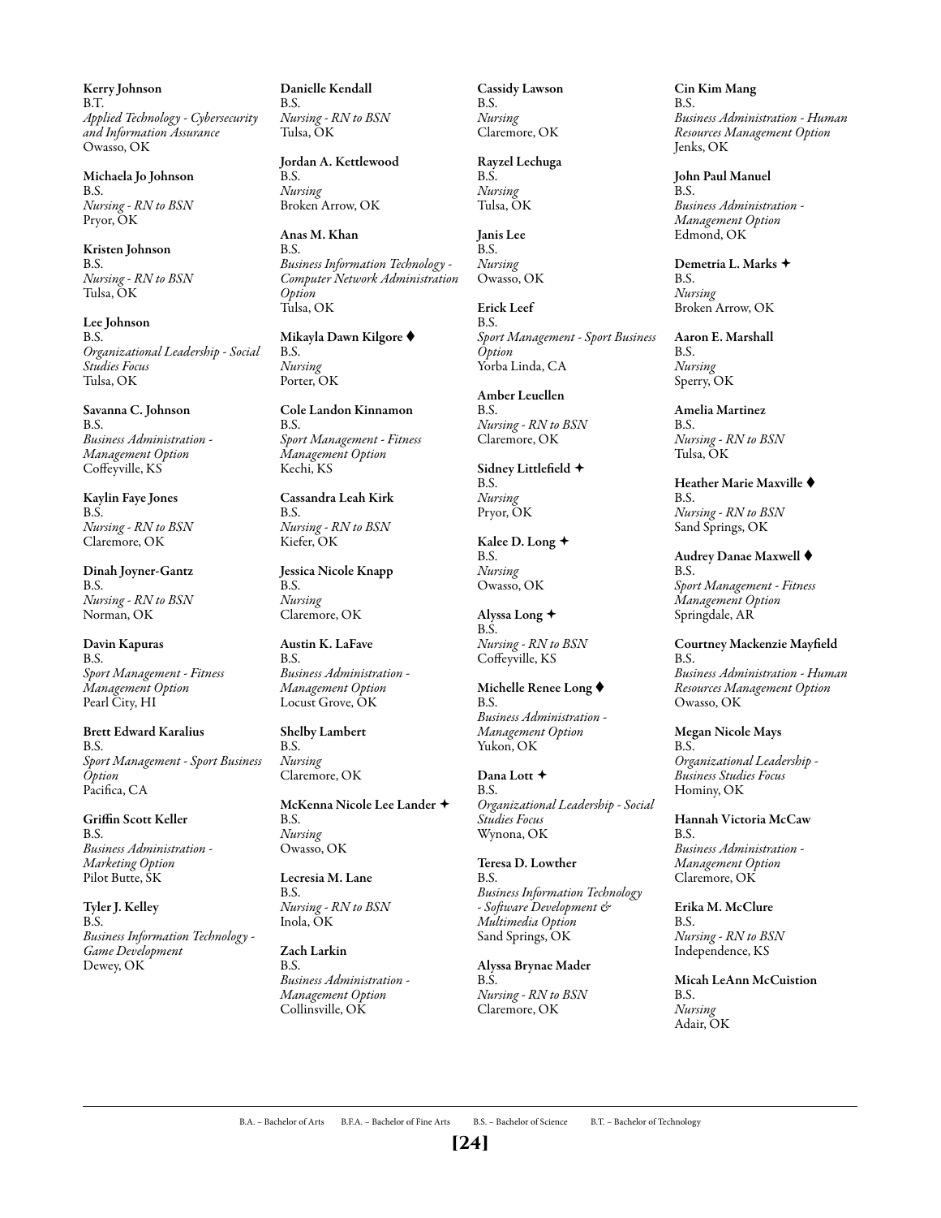**Kerry Johnson**
B.T.
*Applied Technology - Cybersecurity and Information Assurance*
Owasso, OK

**Michaela Jo Johnson**
B.S.
*Nursing - RN to BSN*
Pryor, OK

**Kristen Johnson**
B.S.
*Nursing - RN to BSN*
Tulsa, OK

**Lee Johnson**
B.S.
*Organizational Leadership - Social Studies Focus*
Tulsa, OK

**Savanna C. Johnson**
B.S.
*Business Administration - Management Option*
Coffeyville, KS

**Kaylin Faye Jones**
B.S.
*Nursing - RN to BSN*
Claremore, OK

**Dinah Joyner-Gantz**
B.S.
*Nursing - RN to BSN*
Norman, OK

**Davin Kapuras**
B.S.
*Sport Management - Fitness Management Option*
Pearl City, HI

**Brett Edward Karalius**
B.S.
*Sport Management - Sport Business Option*
Pacifica, CA

**Griffin Scott Keller**
B.S.
*Business Administration - Marketing Option*
Pilot Butte, SK

**Tyler J. Kelley**
B.S.
*Business Information Technology - Game Development*
Dewey, OK

**Danielle Kendall**
B.S.
*Nursing - RN to BSN*
Tulsa, OK

**Jordan A. Kettlewood**
B.S.
*Nursing*
Broken Arrow, OK

**Anas M. Khan**
B.S.
*Business Information Technology - Computer Network Administration Option*
Tulsa, OK

**Mikayla Dawn Kilgore ♦**
B.S.
*Nursing*
Porter, OK

**Cole Landon Kinnamon**
B.S.
*Sport Management - Fitness Management Option*
Kechi, KS

**Cassandra Leah Kirk**
B.S.
*Nursing - RN to BSN*
Kiefer, OK

**Jessica Nicole Knapp**
B.S.
*Nursing*
Claremore, OK

**Austin K. LaFave**
B.S.
*Business Administration - Management Option*
Locust Grove, OK

**Shelby Lambert**
B.S.
*Nursing*
Claremore, OK

**McKenna Nicole Lee Lander ✦**
B.S.
*Nursing*
Owasso, OK

**Lecresia M. Lane**
B.S.
*Nursing - RN to BSN*
Inola, OK

**Zach Larkin**
B.S.
*Business Administration - Management Option*
Collinsville, OK

**Cassidy Lawson**
B.S.
*Nursing*
Claremore, OK

**Rayzel Lechuga**
B.S.
*Nursing*
Tulsa, OK

**Janis Lee**
B.S.
*Nursing*
Owasso, OK

**Erick Leef**
B.S.
*Sport Management - Sport Business Option*
Yorba Linda, CA

**Amber Leuellen**
B.S.
*Nursing - RN to BSN*
Claremore, OK

**Sidney Littlefield ✦**
B.S.
*Nursing*
Pryor, OK

**Kalee D. Long ✦**
B.S.
*Nursing*
Owasso, OK

**Alyssa Long ✦**
B.S.
*Nursing - RN to BSN*
Coffeyville, KS

**Michelle Renee Long ♦**
B.S.
*Business Administration - Management Option*
Yukon, OK

**Dana Lott ✦**
B.S.
*Organizational Leadership - Social Studies Focus*
Wynona, OK

**Teresa D. Lowther**
B.S.
*Business Information Technology - Software Development & Multimedia Option*
Sand Springs, OK

**Alyssa Brynae Mader**
B.S.
*Nursing - RN to BSN*
Claremore, OK

**Cin Kim Mang**
B.S.
*Business Administration - Human Resources Management Option*
Jenks, OK

**John Paul Manuel**
B.S.
*Business Administration - Management Option*
Edmond, OK

**Demetria L. Marks ✦**
B.S.
*Nursing*
Broken Arrow, OK

**Aaron E. Marshall**
B.S.
*Nursing*
Sperry, OK

**Amelia Martinez**
B.S.
*Nursing - RN to BSN*
Tulsa, OK

**Heather Marie Maxville ♦**
B.S.
*Nursing - RN to BSN*
Sand Springs, OK

**Audrey Danae Maxwell ♦**
B.S.
*Sport Management - Fitness Management Option*
Springdale, AR

**Courtney Mackenzie Mayfield**
B.S.
*Business Administration - Human Resources Management Option*
Owasso, OK

**Megan Nicole Mays**
B.S.
*Organizational Leadership - Business Studies Focus*
Hominy, OK

**Hannah Victoria McCaw**
B.S.
*Business Administration - Management Option*
Claremore, OK

**Erika M. McClure**
B.S.
*Nursing - RN to BSN*
Independence, KS

**Micah LeAnn McCuistion**
B.S.
*Nursing*
Adair, OK

B.A. – Bachelor of Arts  B.F.A. – Bachelor of Fine Arts  B.S. – Bachelor of Science  B.T. – Bachelor of Technology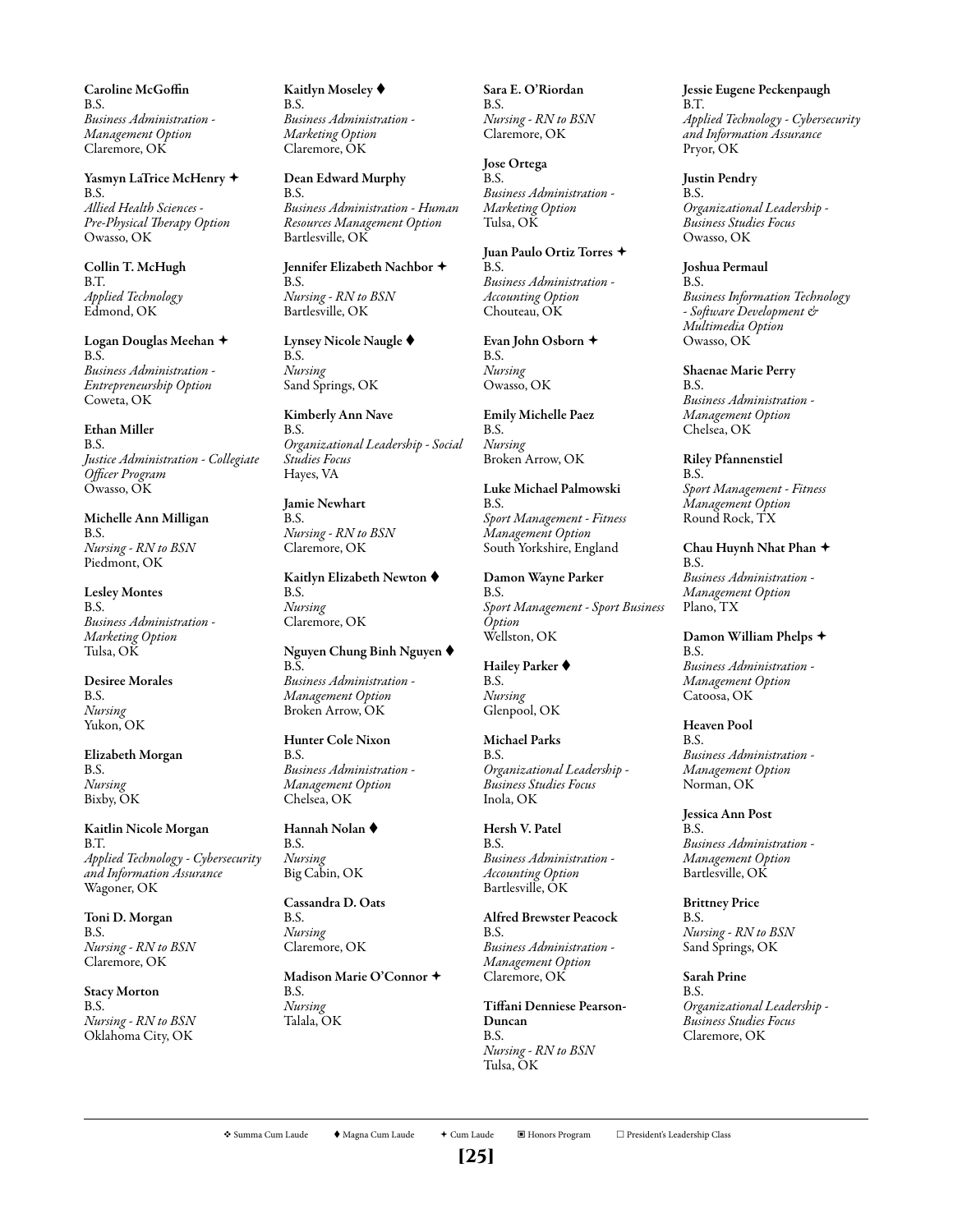**Caroline McGoffin**
B.S.
*Business Administration - Management Option*
Claremore, OK

**Yasmyn LaTrice McHenry ✦**
B.S.
*Allied Health Sciences - Pre-Physical Therapy Option*
Owasso, OK

**Collin T. McHugh**
B.T.
*Applied Technology*
Edmond, OK

**Logan Douglas Meehan ✦**
B.S.
*Business Administration - Entrepreneurship Option*
Coweta, OK

**Ethan Miller**
B.S.
*Justice Administration - Collegiate Officer Program*
Owasso, OK

**Michelle Ann Milligan**
B.S.
*Nursing - RN to BSN*
Piedmont, OK

**Lesley Montes**
B.S.
*Business Administration - Marketing Option*
Tulsa, OK

**Desiree Morales**
B.S.
*Nursing*
Yukon, OK

**Elizabeth Morgan**
B.S.
*Nursing*
Bixby, OK

**Kaitlin Nicole Morgan**
B.T.
*Applied Technology - Cybersecurity and Information Assurance*
Wagoner, OK

**Toni D. Morgan**
B.S.
*Nursing - RN to BSN*
Claremore, OK

**Stacy Morton**
B.S.
*Nursing - RN to BSN*
Oklahoma City, OK

**Kaitlyn Moseley ♦**
B.S.
*Business Administration - Marketing Option*
Claremore, OK

**Dean Edward Murphy**
B.S.
*Business Administration - Human Resources Management Option*
Bartlesville, OK

**Jennifer Elizabeth Nachbor ✦**
B.S.
*Nursing - RN to BSN*
Bartlesville, OK

**Lynsey Nicole Naugle ♦**
B.S.
*Nursing*
Sand Springs, OK

**Kimberly Ann Nave**
B.S.
*Organizational Leadership - Social Studies Focus*
Hayes, VA

**Jamie Newhart**
B.S.
*Nursing - RN to BSN*
Claremore, OK

**Kaitlyn Elizabeth Newton ♦**
B.S.
*Nursing*
Claremore, OK

**Nguyen Chung Binh Nguyen ♦**
B.S.
*Business Administration - Management Option*
Broken Arrow, OK

**Hunter Cole Nixon**
B.S.
*Business Administration - Management Option*
Chelsea, OK

**Hannah Nolan ♦**
B.S.
*Nursing*
Big Cabin, OK

**Cassandra D. Oats**
B.S.
*Nursing*
Claremore, OK

**Madison Marie O'Connor ✦**
B.S.
*Nursing*
Talala, OK

**Sara E. O'Riordan**
B.S.
*Nursing - RN to BSN*
Claremore, OK

**Jose Ortega**
B.S.
*Business Administration - Marketing Option*
Tulsa, OK

**Juan Paulo Ortiz Torres ✦**
B.S.
*Business Administration - Accounting Option*
Chouteau, OK

**Evan John Osborn ✦**
B.S.
*Nursing*
Owasso, OK

**Emily Michelle Paez**
B.S.
*Nursing*
Broken Arrow, OK

**Luke Michael Palmowski**
B.S.
*Sport Management - Fitness Management Option*
South Yorkshire, England

**Damon Wayne Parker**
B.S.
*Sport Management - Sport Business Option*
Wellston, OK

**Hailey Parker ♦**
B.S.
*Nursing*
Glenpool, OK

**Michael Parks**
B.S.
*Organizational Leadership - Business Studies Focus*
Inola, OK

**Hersh V. Patel**
B.S.
*Business Administration - Accounting Option*
Bartlesville, OK

**Alfred Brewster Peacock**
B.S.
*Business Administration - Management Option*
Claremore, OK

**Tiffani Denniese Pearson-Duncan**
B.S.
*Nursing - RN to BSN*
Tulsa, OK

**Jessie Eugene Peckenpaugh**
B.T.
*Applied Technology - Cybersecurity and Information Assurance*
Pryor, OK

**Justin Pendry**
B.S.
*Organizational Leadership - Business Studies Focus*
Owasso, OK

**Joshua Permaul**
B.S.
*Business Information Technology - Software Development & Multimedia Option*
Owasso, OK

**Shaenae Marie Perry**
B.S.
*Business Administration - Management Option*
Chelsea, OK

**Riley Pfannenstiel**
B.S.
*Sport Management - Fitness Management Option*
Round Rock, TX

**Chau Huynh Nhat Phan ✦**
B.S.
*Business Administration - Management Option*
Plano, TX

**Damon William Phelps ✦**
B.S.
*Business Administration - Management Option*
Catoosa, OK

**Heaven Pool**
B.S.
*Business Administration - Management Option*
Norman, OK

**Jessica Ann Post**
B.S.
*Business Administration - Management Option*
Bartlesville, OK

**Brittney Price**
B.S.
*Nursing - RN to BSN*
Sand Springs, OK

**Sarah Prine**
B.S.
*Organizational Leadership - Business Studies Focus*
Claremore, OK

❖ Summa Cum Laude ♦ Magna Cum Laude ✦ Cum Laude ▣ Honors Program ☐ President's Leadership Class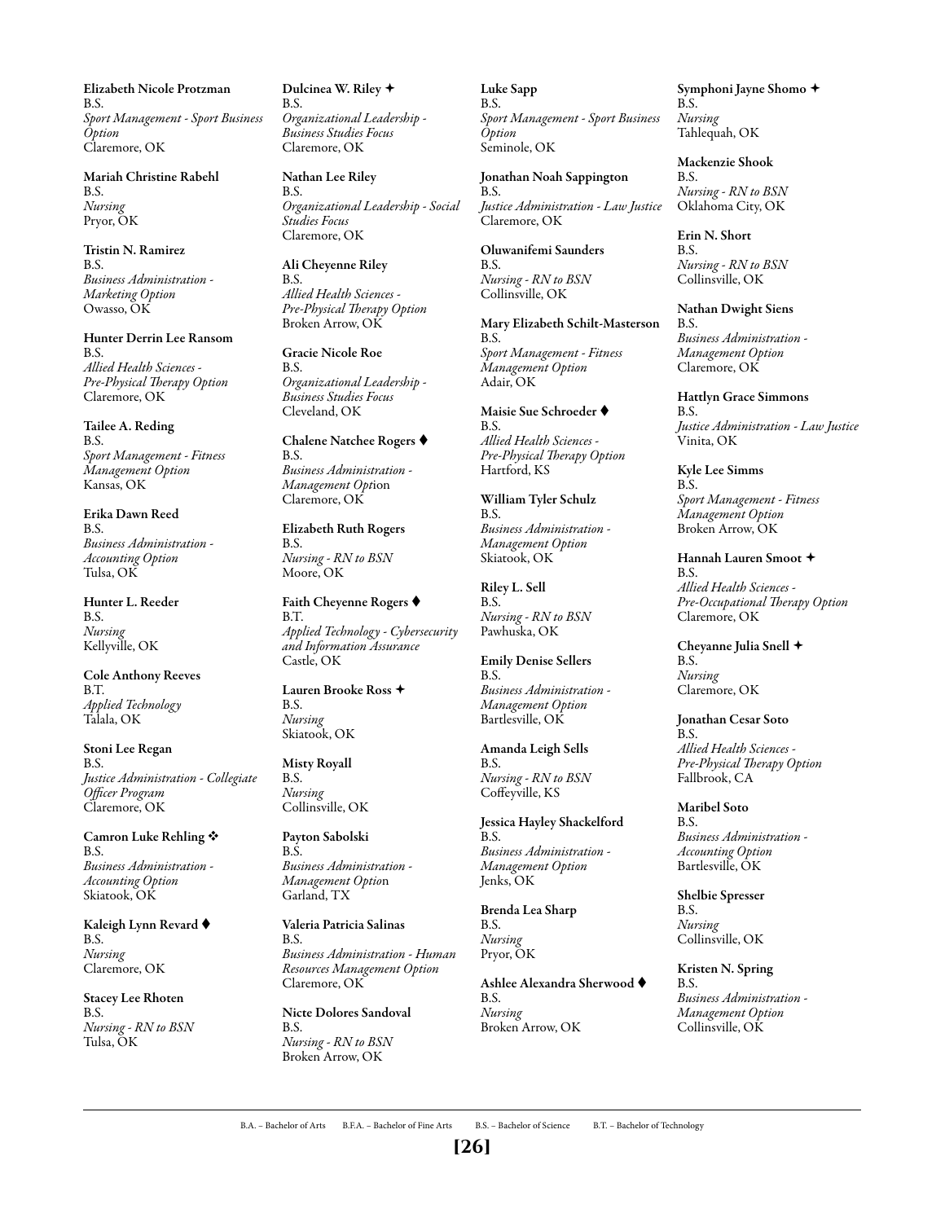**Elizabeth Nicole Protzman**
B.S.
*Sport Management - Sport Business Option*
Claremore, OK

**Mariah Christine Rabehl**
B.S.
*Nursing*
Pryor, OK

**Tristin N. Ramirez**
B.S.
*Business Administration - Marketing Option*
Owasso, OK

**Hunter Derrin Lee Ransom**
B.S.
*Allied Health Sciences - Pre-Physical Therapy Option*
Claremore, OK

**Tailee A. Reding**
B.S.
*Sport Management - Fitness Management Option*
Kansas, OK

**Erika Dawn Reed**
B.S.
*Business Administration - Accounting Option*
Tulsa, OK

**Hunter L. Reeder**
B.S.
*Nursing*
Kellyville, OK

**Cole Anthony Reeves**
B.T.
*Applied Technology*
Talala, OK

**Stoni Lee Regan**
B.S.
*Justice Administration - Collegiate Officer Program*
Claremore, OK

**Camron Luke Rehling** ❖
B.S.
*Business Administration - Accounting Option*
Skiatook, OK

**Kaleigh Lynn Revard** ⧫
B.S.
*Nursing*
Claremore, OK

**Stacey Lee Rhoten**
B.S.
*Nursing - RN to BSN*
Tulsa, OK

**Dulcinea W. Riley** ✦
B.S.
*Organizational Leadership - Business Studies Focus*
Claremore, OK

**Nathan Lee Riley**
B.S.
*Organizational Leadership - Social Studies Focus*
Claremore, OK

**Ali Cheyenne Riley**
B.S.
*Allied Health Sciences - Pre-Physical Therapy Option*
Broken Arrow, OK

**Gracie Nicole Roe**
B.S.
*Organizational Leadership - Business Studies Focus*
Cleveland, OK

**Chalene Natchee Rogers** ⧫
B.S.
*Business Administration - Management Option*
Claremore, OK

**Elizabeth Ruth Rogers**
B.S.
*Nursing - RN to BSN*
Moore, OK

**Faith Cheyenne Rogers** ⧫
B.T.
*Applied Technology - Cybersecurity and Information Assurance*
Castle, OK

**Lauren Brooke Ross** ✦
B.S.
*Nursing*
Skiatook, OK

**Misty Royall**
B.S.
*Nursing*
Collinsville, OK

**Payton Sabolski**
B.S.
*Business Administration - Management Option*
Garland, TX

**Valeria Patricia Salinas**
B.S.
*Business Administration - Human Resources Management Option*
Claremore, OK

**Nicte Dolores Sandoval**
B.S.
*Nursing - RN to BSN*
Broken Arrow, OK

**Luke Sapp**
B.S.
*Sport Management - Sport Business Option*
Seminole, OK

**Jonathan Noah Sappington**
B.S.
*Justice Administration - Law Justice*
Claremore, OK

**Oluwanifemi Saunders**
B.S.
*Nursing - RN to BSN*
Collinsville, OK

**Mary Elizabeth Schilt-Masterson**
B.S.
*Sport Management - Fitness Management Option*
Adair, OK

**Maisie Sue Schroeder** ⧫
B.S.
*Allied Health Sciences - Pre-Physical Therapy Option*
Hartford, KS

**William Tyler Schulz**
B.S.
*Business Administration - Management Option*
Skiatook, OK

**Riley L. Sell**
B.S.
*Nursing - RN to BSN*
Pawhuska, OK

**Emily Denise Sellers**
B.S.
*Business Administration - Management Option*
Bartlesville, OK

**Amanda Leigh Sells**
B.S.
*Nursing - RN to BSN*
Coffeyville, KS

**Jessica Hayley Shackelford**
B.S.
*Business Administration - Management Option*
Jenks, OK

**Brenda Lea Sharp**
B.S.
*Nursing*
Pryor, OK

**Ashlee Alexandra Sherwood** ⧫
B.S.
*Nursing*
Broken Arrow, OK

**Symphoni Jayne Shomo** ✦
B.S.
*Nursing*
Tahlequah, OK

**Mackenzie Shook**
B.S.
*Nursing - RN to BSN*
Oklahoma City, OK

**Erin N. Short**
B.S.
*Nursing - RN to BSN*
Collinsville, OK

**Nathan Dwight Siens**
B.S.
*Business Administration - Management Option*
Claremore, OK

**Hattlyn Grace Simmons**
B.S.
*Justice Administration - Law Justice*
Vinita, OK

**Kyle Lee Simms**
B.S.
*Sport Management - Fitness Management Option*
Broken Arrow, OK

**Hannah Lauren Smoot** ✦
B.S.
*Allied Health Sciences - Pre-Occupational Therapy Option*
Claremore, OK

**Cheyanne Julia Snell** ✦
B.S.
*Nursing*
Claremore, OK

**Jonathan Cesar Soto**
B.S.
*Allied Health Sciences - Pre-Physical Therapy Option*
Fallbrook, CA

**Maribel Soto**
B.S.
*Business Administration - Accounting Option*
Bartlesville, OK

**Shelbie Spresser**
B.S.
*Nursing*
Collinsville, OK

**Kristen N. Spring**
B.S.
*Business Administration - Management Option*
Collinsville, OK

B.A. – Bachelor of Arts B.F.A. – Bachelor of Fine Arts B.S. – Bachelor of Science B.T. – Bachelor of Technology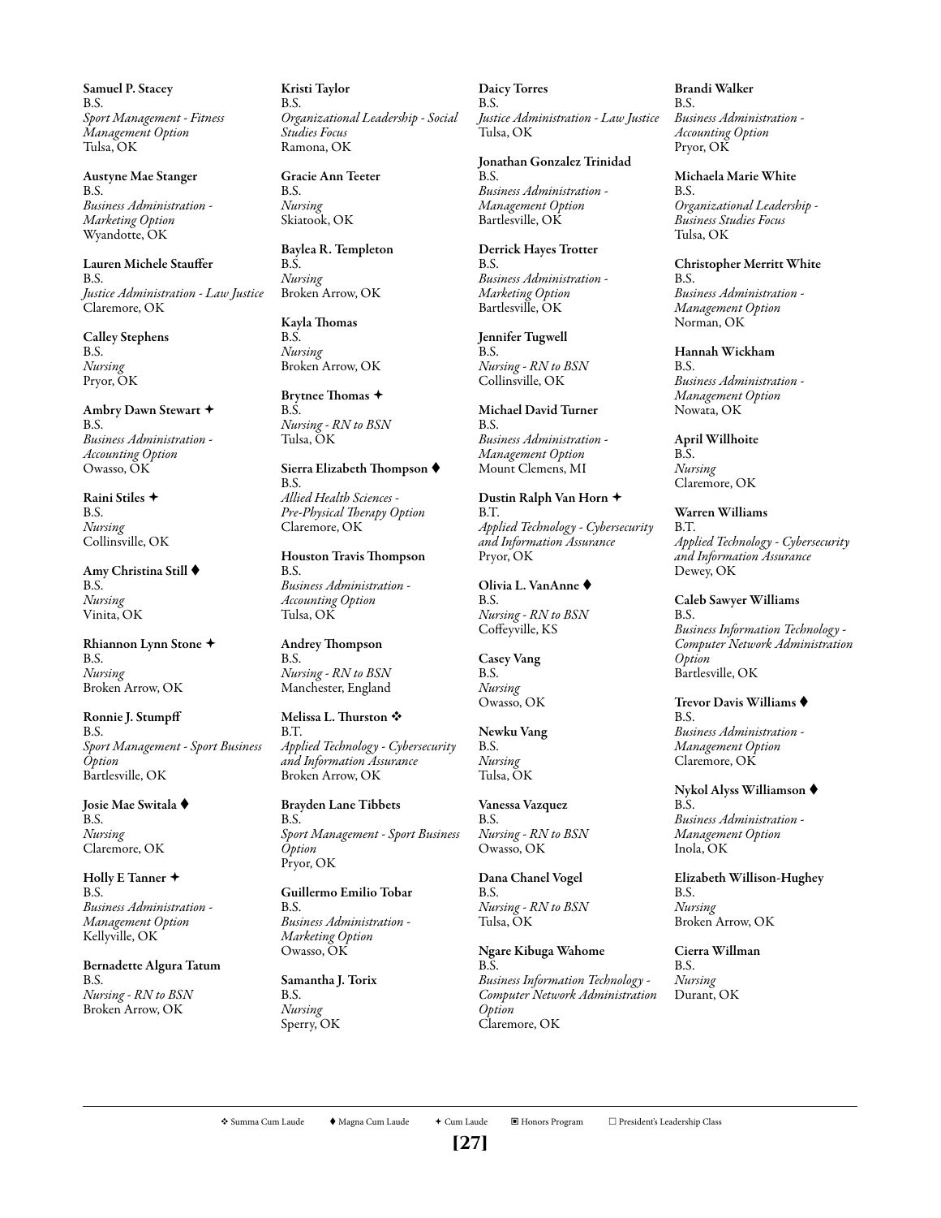**Samuel P. Stacey**
B.S.
*Sport Management - Fitness Management Option*
Tulsa, OK

**Austyne Mae Stanger**
B.S.
*Business Administration - Marketing Option*
Wyandotte, OK

**Lauren Michele Stauffer**
B.S.
*Justice Administration - Law Justice*
Claremore, OK

**Calley Stephens**
B.S.
*Nursing*
Pryor, OK

**Ambry Dawn Stewart ✦**
B.S.
*Business Administration - Accounting Option*
Owasso, OK

**Raini Stiles ✦**
B.S.
*Nursing*
Collinsville, OK

**Amy Christina Still ⧫**
B.S.
*Nursing*
Vinita, OK

**Rhiannon Lynn Stone ✦**
B.S.
*Nursing*
Broken Arrow, OK

**Ronnie J. Stumpff**
B.S.
*Sport Management - Sport Business Option*
Bartlesville, OK

**Josie Mae Switala ⧫**
B.S.
*Nursing*
Claremore, OK

**Holly E Tanner ✦**
B.S.
*Business Administration - Management Option*
Kellyville, OK

**Bernadette Algura Tatum**
B.S.
*Nursing - RN to BSN*
Broken Arrow, OK

**Kristi Taylor**
B.S.
*Organizational Leadership - Social Studies Focus*
Ramona, OK

**Gracie Ann Teeter**
B.S.
*Nursing*
Skiatook, OK

**Baylea R. Templeton**
B.S.
*Nursing*
Broken Arrow, OK

**Kayla Thomas**
B.S.
*Nursing*
Broken Arrow, OK

**Brytnee Thomas ✦**
B.S.
*Nursing - RN to BSN*
Tulsa, OK

**Sierra Elizabeth Thompson ⧫**
B.S.
*Allied Health Sciences - Pre-Physical Therapy Option*
Claremore, OK

**Houston Travis Thompson**
B.S.
*Business Administration - Accounting Option*
Tulsa, OK

**Andrey Thompson**
B.S.
*Nursing - RN to BSN*
Manchester, England

**Melissa L. Thurston ❖**
B.T.
*Applied Technology - Cybersecurity and Information Assurance*
Broken Arrow, OK

**Brayden Lane Tibbets**
B.S.
*Sport Management - Sport Business Option*
Pryor, OK

**Guillermo Emilio Tobar**
B.S.
*Business Administration - Marketing Option*
Owasso, OK

**Samantha J. Torix**
B.S.
*Nursing*
Sperry, OK

**Daicy Torres**
B.S.
*Justice Administration - Law Justice*
Tulsa, OK

**Jonathan Gonzalez Trinidad**
B.S.
*Business Administration - Management Option*
Bartlesville, OK

**Derrick Hayes Trotter**
B.S.
*Business Administration - Marketing Option*
Bartlesville, OK

**Jennifer Tugwell**
B.S.
*Nursing - RN to BSN*
Collinsville, OK

**Michael David Turner**
B.S.
*Business Administration - Management Option*
Mount Clemens, MI

**Dustin Ralph Van Horn ✦**
B.T.
*Applied Technology - Cybersecurity and Information Assurance*
Pryor, OK

**Olivia L. VanAnne ⧫**
B.S.
*Nursing - RN to BSN*
Coffeyville, KS

**Casey Vang**
B.S.
*Nursing*
Owasso, OK

**Newku Vang**
B.S.
*Nursing*
Tulsa, OK

**Vanessa Vazquez**
B.S.
*Nursing - RN to BSN*
Owasso, OK

**Dana Chanel Vogel**
B.S.
*Nursing - RN to BSN*
Tulsa, OK

**Ngare Kibuga Wahome**
B.S.
*Business Information Technology - Computer Network Administration Option*
Claremore, OK

**Brandi Walker**
B.S.
*Business Administration - Accounting Option*
Pryor, OK

**Michaela Marie White**
B.S.
*Organizational Leadership - Business Studies Focus*
Tulsa, OK

**Christopher Merritt White**
B.S.
*Business Administration - Management Option*
Norman, OK

**Hannah Wickham**
B.S.
*Business Administration - Management Option*
Nowata, OK

**April Willhoite**
B.S.
*Nursing*
Claremore, OK

**Warren Williams**
B.T.
*Applied Technology - Cybersecurity and Information Assurance*
Dewey, OK

**Caleb Sawyer Williams**
B.S.
*Business Information Technology - Computer Network Administration Option*
Bartlesville, OK

**Trevor Davis Williams ⧫**
B.S.
*Business Administration - Management Option*
Claremore, OK

**Nykol Alyss Williamson ⧫**
B.S.
*Business Administration - Management Option*
Inola, OK

**Elizabeth Willison-Hughey**
B.S.
*Nursing*
Broken Arrow, OK

**Cierra Willman**
B.S.
*Nursing*
Durant, OK

❖ Summa Cum Laude ⧫ Magna Cum Laude ✦ Cum Laude ▣ Honors Program ☐ President's Leadership Class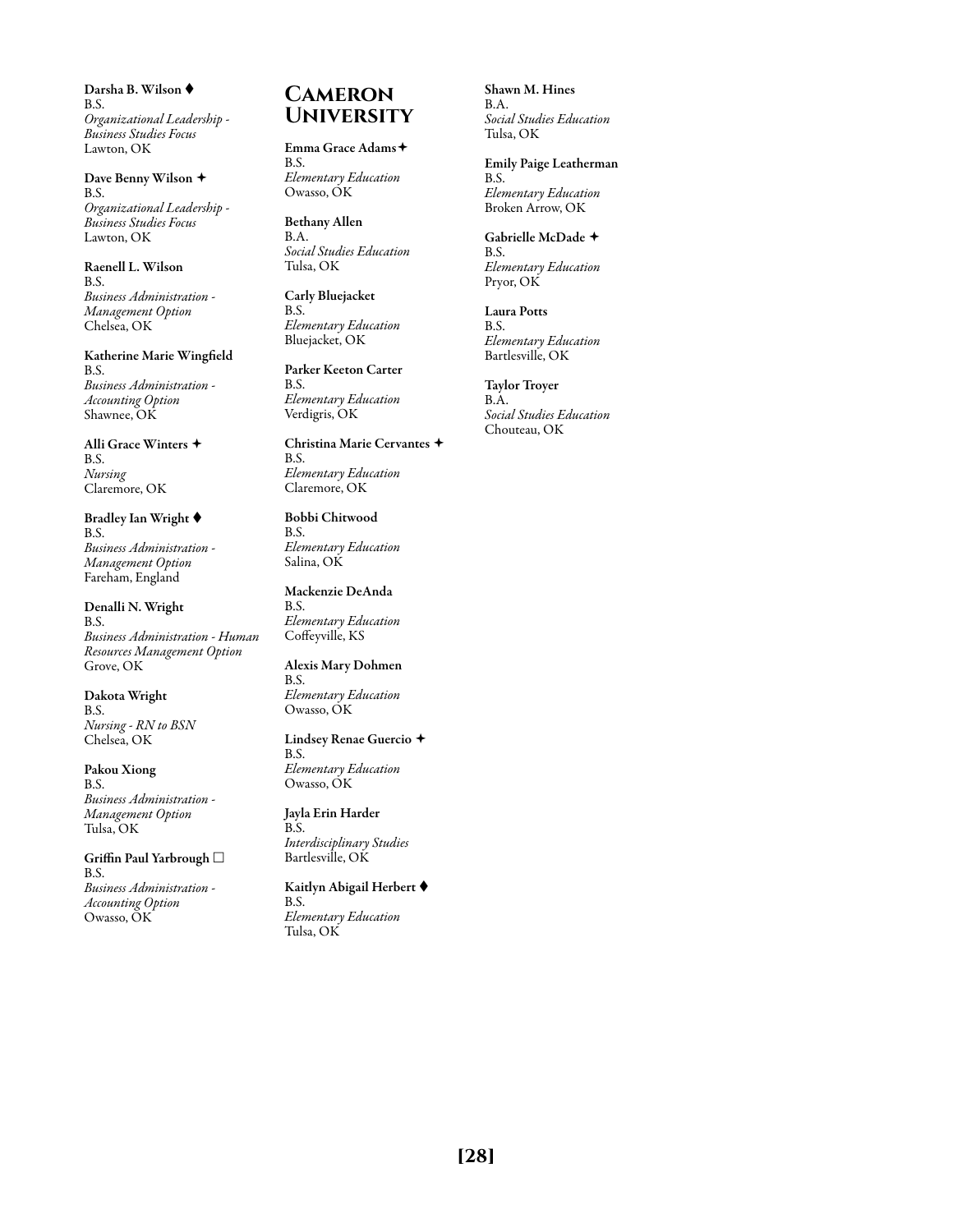**Darsha B. Wilson ⧫**
B.S.
*Organizational Leadership - Business Studies Focus*
Lawton, OK

**Dave Benny Wilson ✦**
B.S.
*Organizational Leadership - Business Studies Focus*
Lawton, OK

**Raenell L. Wilson**
B.S.
*Business Administration - Management Option*
Chelsea, OK

**Katherine Marie Wingfield**
B.S.
*Business Administration - Accounting Option*
Shawnee, OK

**Alli Grace Winters ✦**
B.S.
*Nursing*
Claremore, OK

**Bradley Ian Wright ⧫**
B.S.
*Business Administration - Management Option*
Fareham, England

**Denalli N. Wright**
B.S.
*Business Administration - Human Resources Management Option*
Grove, OK

**Dakota Wright**
B.S.
*Nursing - RN to BSN*
Chelsea, OK

**Pakou Xiong**
B.S.
*Business Administration - Management Option*
Tulsa, OK

**Griffin Paul Yarbrough □**
B.S.
*Business Administration - Accounting Option*
Owasso, OK

## Cameron University

**Emma Grace Adams ✦**
B.S.
*Elementary Education*
Owasso, OK

**Bethany Allen**
B.A.
*Social Studies Education*
Tulsa, OK

**Carly Bluejacket**
B.S.
*Elementary Education*
Bluejacket, OK

**Parker Keeton Carter**
B.S.
*Elementary Education*
Verdigris, OK

**Christina Marie Cervantes ✦**
B.S.
*Elementary Education*
Claremore, OK

**Bobbi Chitwood**
B.S.
*Elementary Education*
Salina, OK

**Mackenzie DeAnda**
B.S.
*Elementary Education*
Coffeyville, KS

**Alexis Mary Dohmen**
B.S.
*Elementary Education*
Owasso, OK

**Lindsey Renae Guercio ✦**
B.S.
*Elementary Education*
Owasso, OK

**Jayla Erin Harder**
B.S.
*Interdisciplinary Studies*
Bartlesville, OK

**Kaitlyn Abigail Herbert ⧫**
B.S.
*Elementary Education*
Tulsa, OK

**Shawn M. Hines**
B.A.
*Social Studies Education*
Tulsa, OK

**Emily Paige Leatherman**
B.S.
*Elementary Education*
Broken Arrow, OK

**Gabrielle McDade ✦**
B.S.
*Elementary Education*
Pryor, OK

**Laura Potts**
B.S.
*Elementary Education*
Bartlesville, OK

**Taylor Troyer**
B.A.
*Social Studies Education*
Chouteau, OK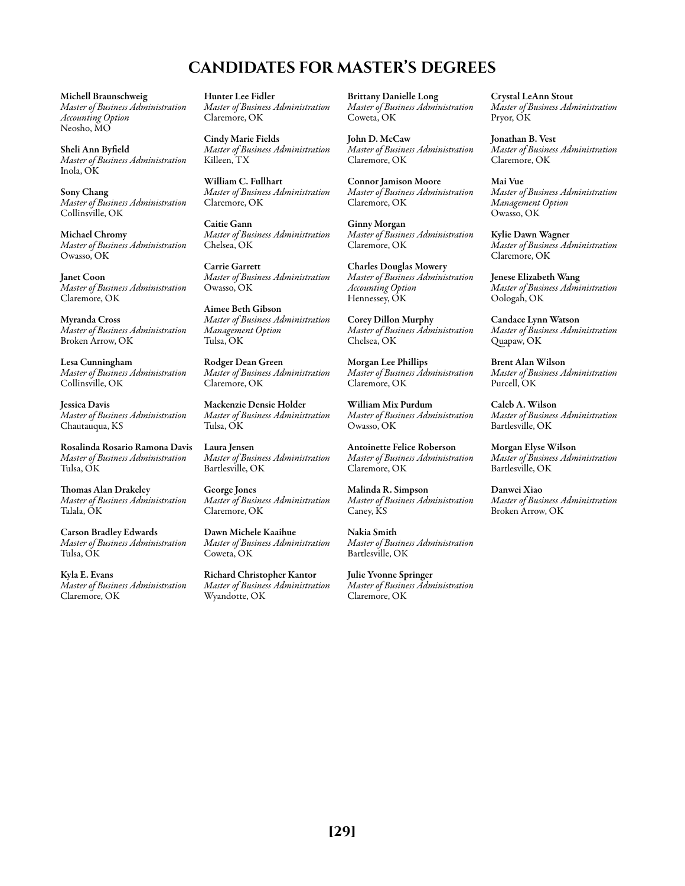# CANDIDATES FOR MASTER'S DEGREES

**Michell Braunschweig**
*Master of Business Administration*
*Accounting Option*
Neosho, MO

**Sheli Ann Byfield**
*Master of Business Administration*
Inola, OK

**Sony Chang**
*Master of Business Administration*
Collinsville, OK

**Michael Chromy**
*Master of Business Administration*
Owasso, OK

**Janet Coon**
*Master of Business Administration*
Claremore, OK

**Myranda Cross**
*Master of Business Administration*
Broken Arrow, OK

**Lesa Cunningham**
*Master of Business Administration*
Collinsville, OK

**Jessica Davis**
*Master of Business Administration*
Chautauqua, KS

**Rosalinda Rosario Ramona Davis**
*Master of Business Administration*
Tulsa, OK

**Thomas Alan Drakeley**
*Master of Business Administration*
Talala, OK

**Carson Bradley Edwards**
*Master of Business Administration*
Tulsa, OK

**Kyla E. Evans**
*Master of Business Administration*
Claremore, OK

**Hunter Lee Fidler**
*Master of Business Administration*
Claremore, OK

**Cindy Marie Fields**
*Master of Business Administration*
Killeen, TX

**William C. Fullhart**
*Master of Business Administration*
Claremore, OK

**Caitie Gann**
*Master of Business Administration*
Chelsea, OK

**Carrie Garrett**
*Master of Business Administration*
Owasso, OK

**Aimee Beth Gibson**
*Master of Business Administration*
*Management Option*
Tulsa, OK

**Rodger Dean Green**
*Master of Business Administration*
Claremore, OK

**Mackenzie Densie Holder**
*Master of Business Administration*
Tulsa, OK

**Laura Jensen**
*Master of Business Administration*
Bartlesville, OK

**George Jones**
*Master of Business Administration*
Claremore, OK

**Dawn Michele Kaaihue**
*Master of Business Administration*
Coweta, OK

**Richard Christopher Kantor**
*Master of Business Administration*
Wyandotte, OK

**Brittany Danielle Long**
*Master of Business Administration*
Coweta, OK

**John D. McCaw**
*Master of Business Administration*
Claremore, OK

**Connor Jamison Moore**
*Master of Business Administration*
Claremore, OK

**Ginny Morgan**
*Master of Business Administration*
Claremore, OK

**Charles Douglas Mowery**
*Master of Business Administration*
*Accounting Option*
Hennessey, OK

**Corey Dillon Murphy**
*Master of Business Administration*
Chelsea, OK

**Morgan Lee Phillips**
*Master of Business Administration*
Claremore, OK

**William Mix Purdum**
*Master of Business Administration*
Owasso, OK

**Antoinette Felice Roberson**
*Master of Business Administration*
Claremore, OK

**Malinda R. Simpson**
*Master of Business Administration*
Caney, KS

**Nakia Smith**
*Master of Business Administration*
Bartlesville, OK

**Julie Yvonne Springer**
*Master of Business Administration*
Claremore, OK

**Crystal LeAnn Stout**
*Master of Business Administration*
Pryor, OK

**Jonathan B. Vest**
*Master of Business Administration*
Claremore, OK

**Mai Vue**
*Master of Business Administration*
*Management Option*
Owasso, OK

**Kylie Dawn Wagner**
*Master of Business Administration*
Claremore, OK

**Jenese Elizabeth Wang**
*Master of Business Administration*
Oologah, OK

**Candace Lynn Watson**
*Master of Business Administration*
Quapaw, OK

**Brent Alan Wilson**
*Master of Business Administration*
Purcell, OK

**Caleb A. Wilson**
*Master of Business Administration*
Bartlesville, OK

**Morgan Elyse Wilson**
*Master of Business Administration*
Bartlesville, OK

**Danwei Xiao**
*Master of Business Administration*
Broken Arrow, OK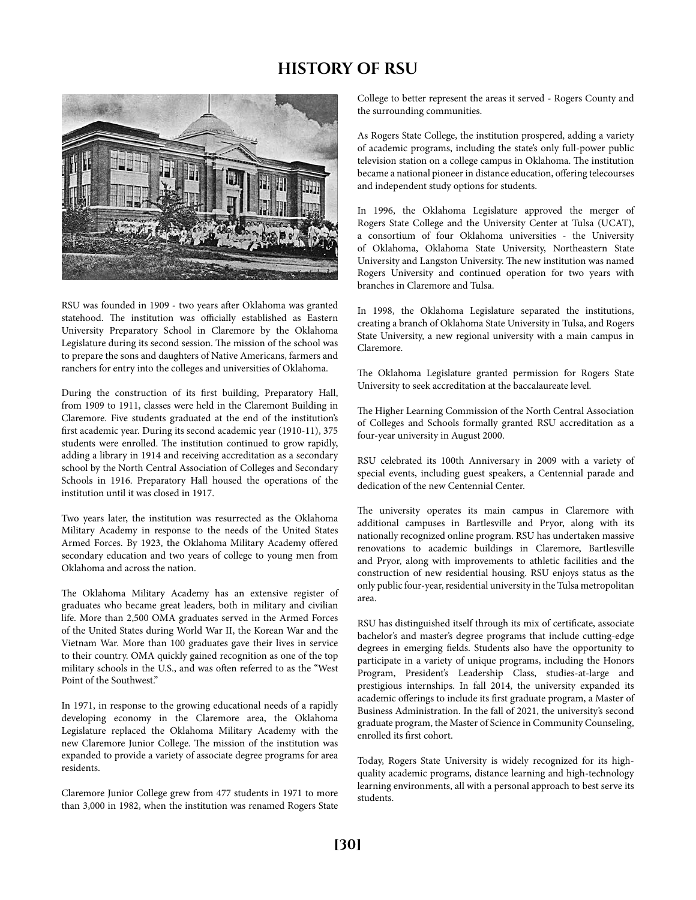# HISTORY OF RSU

RSU was founded in 1909 - two years after Oklahoma was granted statehood. The institution was officially established as Eastern University Preparatory School in Claremore by the Oklahoma Legislature during its second session. The mission of the school was to prepare the sons and daughters of Native Americans, farmers and ranchers for entry into the colleges and universities of Oklahoma.

During the construction of its first building, Preparatory Hall, from 1909 to 1911, classes were held in the Claremont Building in Claremore. Five students graduated at the end of the institution's first academic year. During its second academic year (1910-11), 375 students were enrolled. The institution continued to grow rapidly, adding a library in 1914 and receiving accreditation as a secondary school by the North Central Association of Colleges and Secondary Schools in 1916. Preparatory Hall housed the operations of the institution until it was closed in 1917.

Two years later, the institution was resurrected as the Oklahoma Military Academy in response to the needs of the United States Armed Forces. By 1923, the Oklahoma Military Academy offered secondary education and two years of college to young men from Oklahoma and across the nation.

The Oklahoma Military Academy has an extensive register of graduates who became great leaders, both in military and civilian life. More than 2,500 OMA graduates served in the Armed Forces of the United States during World War II, the Korean War and the Vietnam War. More than 100 graduates gave their lives in service to their country. OMA quickly gained recognition as one of the top military schools in the U.S., and was often referred to as the "West Point of the Southwest."

In 1971, in response to the growing educational needs of a rapidly developing economy in the Claremore area, the Oklahoma Legislature replaced the Oklahoma Military Academy with the new Claremore Junior College. The mission of the institution was expanded to provide a variety of associate degree programs for area residents.

Claremore Junior College grew from 477 students in 1971 to more than 3,000 in 1982, when the institution was renamed Rogers State College to better represent the areas it served - Rogers County and the surrounding communities.

As Rogers State College, the institution prospered, adding a variety of academic programs, including the state's only full-power public television station on a college campus in Oklahoma. The institution became a national pioneer in distance education, offering telecourses and independent study options for students.

In 1996, the Oklahoma Legislature approved the merger of Rogers State College and the University Center at Tulsa (UCAT), a consortium of four Oklahoma universities - the University of Oklahoma, Oklahoma State University, Northeastern State University and Langston University. The new institution was named Rogers University and continued operation for two years with branches in Claremore and Tulsa.

In 1998, the Oklahoma Legislature separated the institutions, creating a branch of Oklahoma State University in Tulsa, and Rogers State University, a new regional university with a main campus in Claremore.

The Oklahoma Legislature granted permission for Rogers State University to seek accreditation at the baccalaureate level.

The Higher Learning Commission of the North Central Association of Colleges and Schools formally granted RSU accreditation as a four-year university in August 2000.

RSU celebrated its 100th Anniversary in 2009 with a variety of special events, including guest speakers, a Centennial parade and dedication of the new Centennial Center.

The university operates its main campus in Claremore with additional campuses in Bartlesville and Pryor, along with its nationally recognized online program. RSU has undertaken massive renovations to academic buildings in Claremore, Bartlesville and Pryor, along with improvements to athletic facilities and the construction of new residential housing. RSU enjoys status as the only public four-year, residential university in the Tulsa metropolitan area.

RSU has distinguished itself through its mix of certificate, associate bachelor's and master's degree programs that include cutting-edge degrees in emerging fields. Students also have the opportunity to participate in a variety of unique programs, including the Honors Program, President's Leadership Class, studies-at-large and prestigious internships. In fall 2014, the university expanded its academic offerings to include its first graduate program, a Master of Business Administration. In the fall of 2021, the university's second graduate program, the Master of Science in Community Counseling, enrolled its first cohort.

Today, Rogers State University is widely recognized for its high-quality academic programs, distance learning and high-technology learning environments, all with a personal approach to best serve its students.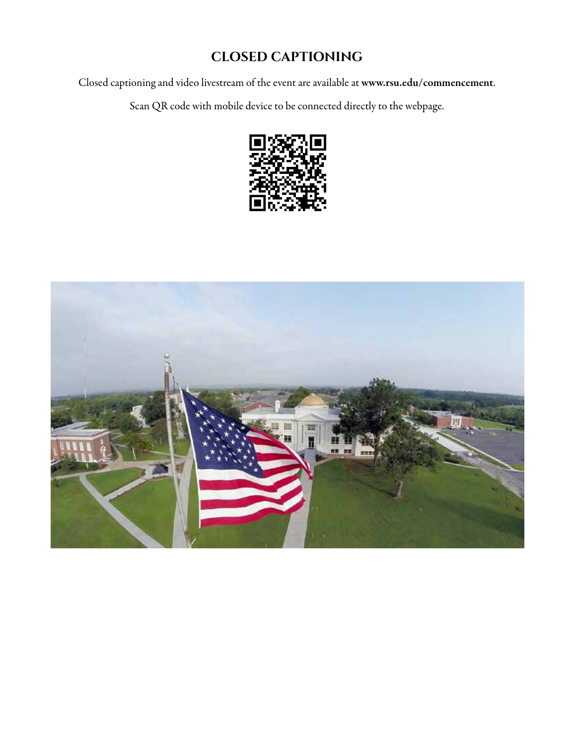## CLOSED CAPTIONING

Closed captioning and video livestream of the event are available at **www.rsu.edu/commencement**.

Scan QR code with mobile device to be connected directly to the webpage.